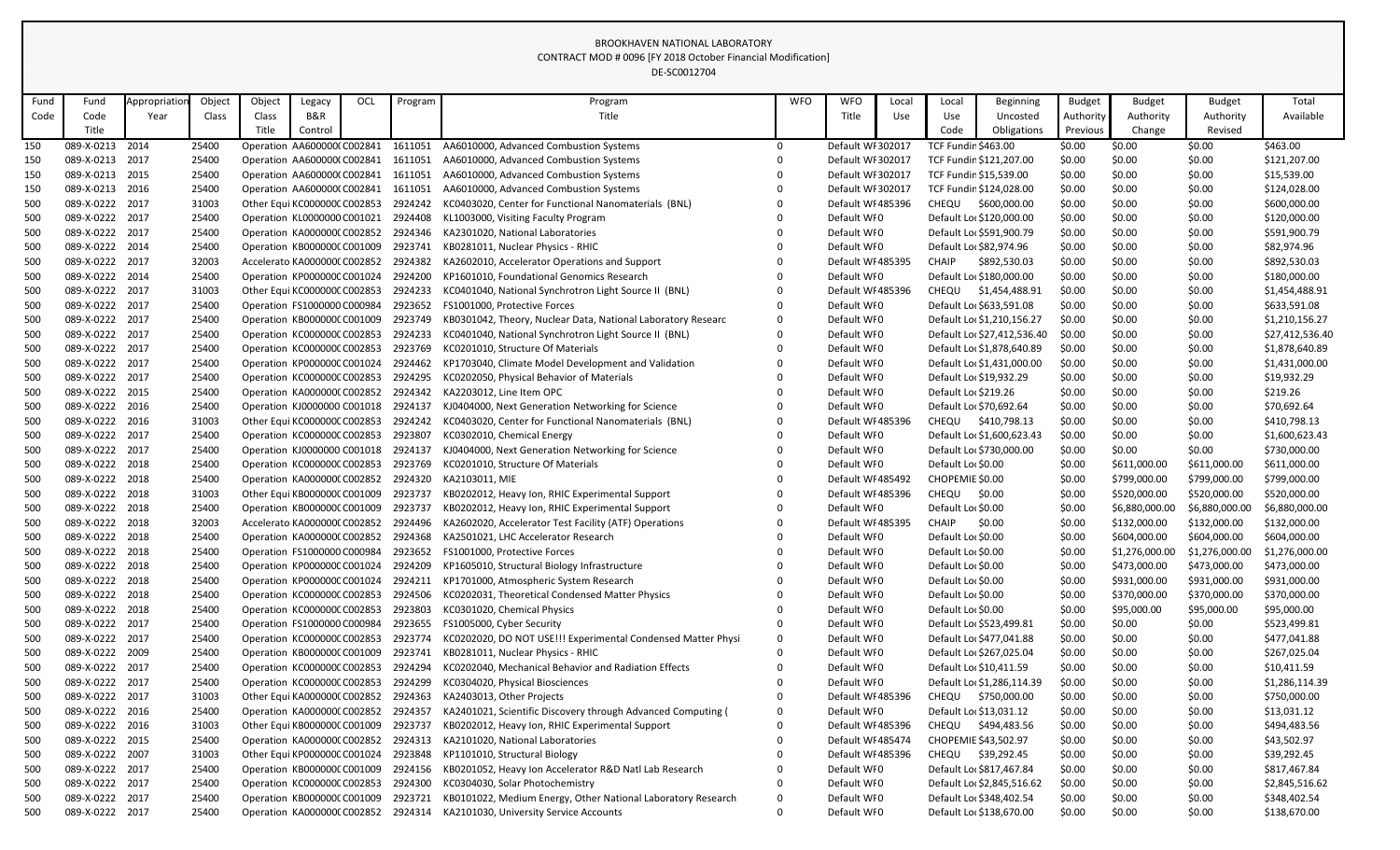# BROOKHAVEN NATIONAL LABORATORY

CONTRACT MOD # 0096 [FY 2018 October Financial Modification]

DE-SC0012704

| Fund Code | Fund Code Title | Appropriation Year | Object Class | Object Class Title | Legacy B&R Control | OCL | Program | Program Title | WFO | WFO Title | Local Use | Local Use Code | Beginning Uncosted Obligations | Budget Authority Previous | Budget Authority Change | Budget Authority Revised | Total Available |
|---|---|---|---|---|---|---|---|---|---|---|---|---|---|---|---|---|---|
| 150 | 089-X-0213 | 2014 | 25400 | Operation | AA6000000 | C002841 | 1611051 | AA6010000, Advanced Combustion Systems | 0 | Default WF | 302017 | TCF Fundin | $463.00 | $0.00 | $0.00 | $0.00 | $463.00 |
| 150 | 089-X-0213 | 2017 | 25400 | Operation | AA6000000 | C002841 | 1611051 | AA6010000, Advanced Combustion Systems | 0 | Default WF | 302017 | TCF Fundin | $121,207.00 | $0.00 | $0.00 | $0.00 | $121,207.00 |
| 150 | 089-X-0213 | 2015 | 25400 | Operation | AA6000000 | C002841 | 1611051 | AA6010000, Advanced Combustion Systems | 0 | Default WF | 302017 | TCF Fundin | $15,539.00 | $0.00 | $0.00 | $0.00 | $15,539.00 |
| 150 | 089-X-0213 | 2016 | 25400 | Operation | AA6000000 | C002841 | 1611051 | AA6010000, Advanced Combustion Systems | 0 | Default WF | 302017 | TCF Fundin | $124,028.00 | $0.00 | $0.00 | $0.00 | $124,028.00 |
| 500 | 089-X-0222 | 2017 | 31003 | Other Equi | KC000000 | C002853 | 2924242 | KC0403020, Center for Functional Nanomaterials (BNL) | 0 | Default WF | 485396 | CHEQU | $600,000.00 | $0.00 | $0.00 | $0.00 | $600,000.00 |
| 500 | 089-X-0222 | 2017 | 25400 | Operation | KL0000000 | C001021 | 2924408 | KL1003000, Visiting Faculty Program | 0 | Default WF | 0 | Default Loc | $120,000.00 | $0.00 | $0.00 | $0.00 | $120,000.00 |
| 500 | 089-X-0222 | 2017 | 25400 | Operation | KA000000 | C002852 | 2924346 | KA2301020, National Laboratories | 0 | Default WF | 0 | Default Loc | $591,900.79 | $0.00 | $0.00 | $0.00 | $591,900.79 |
| 500 | 089-X-0222 | 2014 | 25400 | Operation | KB000000 | C001009 | 2923741 | KB0281011, Nuclear Physics - RHIC | 0 | Default WF | 0 | Default Loc | $82,974.96 | $0.00 | $0.00 | $0.00 | $82,974.96 |
| 500 | 089-X-0222 | 2017 | 32003 | Accelerato | KA000000 | C002852 | 2924382 | KA2602010, Accelerator Operations and Support | 0 | Default WF | 485395 | CHAIP | $892,530.03 | $0.00 | $0.00 | $0.00 | $892,530.03 |
| 500 | 089-X-0222 | 2014 | 25400 | Operation | KP000000 | C001024 | 2924200 | KP1601010, Foundational Genomics Research | 0 | Default WF | 0 | Default Loc | $180,000.00 | $0.00 | $0.00 | $0.00 | $180,000.00 |
| 500 | 089-X-0222 | 2017 | 31003 | Other Equi | KC000000 | C002853 | 2924233 | KC0401040, National Synchrotron Light Source II (BNL) | 0 | Default WF | 485396 | CHEQU | $1,454,488.91 | $0.00 | $0.00 | $0.00 | $1,454,488.91 |
| 500 | 089-X-0222 | 2017 | 25400 | Operation | FS1000000 | C000984 | 2923652 | FS1001000, Protective Forces | 0 | Default WF | 0 | Default Loc | $633,591.08 | $0.00 | $0.00 | $0.00 | $633,591.08 |
| 500 | 089-X-0222 | 2017 | 25400 | Operation | KB000000 | C001009 | 2923749 | KB0301042, Theory, Nuclear Data, National Laboratory Researc | 0 | Default WF | 0 | Default Loc | $1,210,156.27 | $0.00 | $0.00 | $0.00 | $1,210,156.27 |
| 500 | 089-X-0222 | 2017 | 25400 | Operation | KC000000 | C002853 | 2924233 | KC0401040, National Synchrotron Light Source II (BNL) | 0 | Default WF | 0 | Default Loc | $27,412,536.40 | $0.00 | $0.00 | $0.00 | $27,412,536.40 |
| 500 | 089-X-0222 | 2017 | 25400 | Operation | KC000000 | C002853 | 2923769 | KC0201010, Structure Of Materials | 0 | Default WF | 0 | Default Loc | $1,878,640.89 | $0.00 | $0.00 | $0.00 | $1,878,640.89 |
| 500 | 089-X-0222 | 2017 | 25400 | Operation | KP000000 | C001024 | 2924462 | KP1703040, Climate Model Development and Validation | 0 | Default WF | 0 | Default Loc | $1,431,000.00 | $0.00 | $0.00 | $0.00 | $1,431,000.00 |
| 500 | 089-X-0222 | 2017 | 25400 | Operation | KC000000 | C002853 | 2924295 | KC0202050, Physical Behavior of Materials | 0 | Default WF | 0 | Default Loc | $19,932.29 | $0.00 | $0.00 | $0.00 | $19,932.29 |
| 500 | 089-X-0222 | 2015 | 25400 | Operation | KA000000 | C002852 | 2924342 | KA2203012, Line Item OPC | 0 | Default WF | 0 | Default Loc | $219.26 | $0.00 | $0.00 | $0.00 | $219.26 |
| 500 | 089-X-0222 | 2016 | 25400 | Operation | KJ0000000 | C001018 | 2924137 | KJ0404000, Next Generation Networking for Science | 0 | Default WF | 0 | Default Loc | $70,692.64 | $0.00 | $0.00 | $0.00 | $70,692.64 |
| 500 | 089-X-0222 | 2016 | 31003 | Other Equi | KC000000 | C002853 | 2924242 | KC0403020, Center for Functional Nanomaterials (BNL) | 0 | Default WF | 485396 | CHEQU | $410,798.13 | $0.00 | $0.00 | $0.00 | $410,798.13 |
| 500 | 089-X-0222 | 2017 | 25400 | Operation | KC000000 | C002853 | 2923807 | KC0302010, Chemical Energy | 0 | Default WF | 0 | Default Loc | $1,600,623.43 | $0.00 | $0.00 | $0.00 | $1,600,623.43 |
| 500 | 089-X-0222 | 2017 | 25400 | Operation | KJ0000000 | C001018 | 2924137 | KJ0404000, Next Generation Networking for Science | 0 | Default WF | 0 | Default Loc | $730,000.00 | $0.00 | $0.00 | $0.00 | $730,000.00 |
| 500 | 089-X-0222 | 2018 | 25400 | Operation | KC000000 | C002853 | 2923769 | KC0201010, Structure Of Materials | 0 | Default WF | 0 | Default Loc | $0.00 | $0.00 | $611,000.00 | $611,000.00 | $611,000.00 |
| 500 | 089-X-0222 | 2018 | 25400 | Operation | KA000000 | C002852 | 2924320 | KA2103011, MIE | 0 | Default WF | 485492 | CHOPEMIE | $0.00 | $0.00 | $799,000.00 | $799,000.00 | $799,000.00 |
| 500 | 089-X-0222 | 2018 | 31003 | Other Equi | KB000000 | C001009 | 2923737 | KB0202012, Heavy Ion, RHIC Experimental Support | 0 | Default WF | 485396 | CHEQU | $0.00 | $0.00 | $520,000.00 | $520,000.00 | $520,000.00 |
| 500 | 089-X-0222 | 2018 | 25400 | Operation | KB000000 | C001009 | 2923737 | KB0202012, Heavy Ion, RHIC Experimental Support | 0 | Default WF | 0 | Default Loc | $0.00 | $0.00 | $6,880,000.00 | $6,880,000.00 | $6,880,000.00 |
| 500 | 089-X-0222 | 2018 | 32003 | Accelerato | KA000000 | C002852 | 2924496 | KA2602020, Accelerator Test Facility (ATF) Operations | 0 | Default WF | 485395 | CHAIP | $0.00 | $0.00 | $132,000.00 | $132,000.00 | $132,000.00 |
| 500 | 089-X-0222 | 2018 | 25400 | Operation | KA000000 | C002852 | 2924368 | KA2501021, LHC Accelerator Research | 0 | Default WF | 0 | Default Loc | $0.00 | $0.00 | $604,000.00 | $604,000.00 | $604,000.00 |
| 500 | 089-X-0222 | 2018 | 25400 | Operation | FS1000000 | C000984 | 2923652 | FS1001000, Protective Forces | 0 | Default WF | 0 | Default Loc | $0.00 | $0.00 | $1,276,000.00 | $1,276,000.00 | $1,276,000.00 |
| 500 | 089-X-0222 | 2018 | 25400 | Operation | KP000000 | C001024 | 2924209 | KP1605010, Structural Biology Infrastructure | 0 | Default WF | 0 | Default Loc | $0.00 | $0.00 | $473,000.00 | $473,000.00 | $473,000.00 |
| 500 | 089-X-0222 | 2018 | 25400 | Operation | KP000000 | C001024 | 2924211 | KP1701000, Atmospheric System Research | 0 | Default WF | 0 | Default Loc | $0.00 | $0.00 | $931,000.00 | $931,000.00 | $931,000.00 |
| 500 | 089-X-0222 | 2018 | 25400 | Operation | KC000000 | C002853 | 2924506 | KC0202031, Theoretical Condensed Matter Physics | 0 | Default WF | 0 | Default Loc | $0.00 | $0.00 | $370,000.00 | $370,000.00 | $370,000.00 |
| 500 | 089-X-0222 | 2018 | 25400 | Operation | KC000000 | C002853 | 2923803 | KC0301020, Chemical Physics | 0 | Default WF | 0 | Default Loc | $0.00 | $0.00 | $95,000.00 | $95,000.00 | $95,000.00 |
| 500 | 089-X-0222 | 2017 | 25400 | Operation | FS1000000 | C000984 | 2923655 | FS1005000, Cyber Security | 0 | Default WF | 0 | Default Loc | $523,499.81 | $0.00 | $0.00 | $0.00 | $523,499.81 |
| 500 | 089-X-0222 | 2017 | 25400 | Operation | KC000000 | C002853 | 2923774 | KC0202020, DO NOT USE!!! Experimental Condensed Matter Physi | 0 | Default WF | 0 | Default Loc | $477,041.88 | $0.00 | $0.00 | $0.00 | $477,041.88 |
| 500 | 089-X-0222 | 2009 | 25400 | Operation | KB000000 | C001009 | 2923741 | KB0281011, Nuclear Physics - RHIC | 0 | Default WF | 0 | Default Loc | $267,025.04 | $0.00 | $0.00 | $0.00 | $267,025.04 |
| 500 | 089-X-0222 | 2017 | 25400 | Operation | KC000000 | C002853 | 2924294 | KC0202040, Mechanical Behavior and Radiation Effects | 0 | Default WF | 0 | Default Loc | $10,411.59 | $0.00 | $0.00 | $0.00 | $10,411.59 |
| 500 | 089-X-0222 | 2017 | 25400 | Operation | KC000000 | C002853 | 2924299 | KC0304020, Physical Biosciences | 0 | Default WF | 0 | Default Loc | $1,286,114.39 | $0.00 | $0.00 | $0.00 | $1,286,114.39 |
| 500 | 089-X-0222 | 2017 | 31003 | Other Equi | KA000000 | C002852 | 2924363 | KA2403013, Other Projects | 0 | Default WF | 485396 | CHEQU | $750,000.00 | $0.00 | $0.00 | $0.00 | $750,000.00 |
| 500 | 089-X-0222 | 2016 | 25400 | Operation | KA000000 | C002852 | 2924357 | KA2401021, Scientific Discovery through Advanced Computing ( | 0 | Default WF | 0 | Default Loc | $13,031.12 | $0.00 | $0.00 | $0.00 | $13,031.12 |
| 500 | 089-X-0222 | 2016 | 31003 | Other Equi | KB000000 | C001009 | 2923737 | KB0202012, Heavy Ion, RHIC Experimental Support | 0 | Default WF | 485396 | CHEQU | $494,483.56 | $0.00 | $0.00 | $0.00 | $494,483.56 |
| 500 | 089-X-0222 | 2015 | 25400 | Operation | KA000000 | C002852 | 2924313 | KA2101020, National Laboratories | 0 | Default WF | 485474 | CHOPEMIE | $43,502.97 | $0.00 | $0.00 | $0.00 | $43,502.97 |
| 500 | 089-X-0222 | 2007 | 31003 | Other Equi | KP000000 | C001024 | 2923848 | KP1101010, Structural Biology | 0 | Default WF | 485396 | CHEQU | $39,292.45 | $0.00 | $0.00 | $0.00 | $39,292.45 |
| 500 | 089-X-0222 | 2017 | 25400 | Operation | KB000000 | C001009 | 2924156 | KB0201052, Heavy Ion Accelerator R&D Natl Lab Research | 0 | Default WF | 0 | Default Loc | $817,467.84 | $0.00 | $0.00 | $0.00 | $817,467.84 |
| 500 | 089-X-0222 | 2017 | 25400 | Operation | KC000000 | C002853 | 2924300 | KC0304030, Solar Photochemistry | 0 | Default WF | 0 | Default Loc | $2,845,516.62 | $0.00 | $0.00 | $0.00 | $2,845,516.62 |
| 500 | 089-X-0222 | 2017 | 25400 | Operation | KB000000 | C001009 | 2923721 | KB0101022, Medium Energy, Other National Laboratory Research | 0 | Default WF | 0 | Default Loc | $348,402.54 | $0.00 | $0.00 | $0.00 | $348,402.54 |
| 500 | 089-X-0222 | 2017 | 25400 | Operation | KA000000 | C002852 | 2924314 | KA2101030, University Service Accounts | 0 | Default WF | 0 | Default Loc | $138,670.00 | $0.00 | $0.00 | $0.00 | $138,670.00 |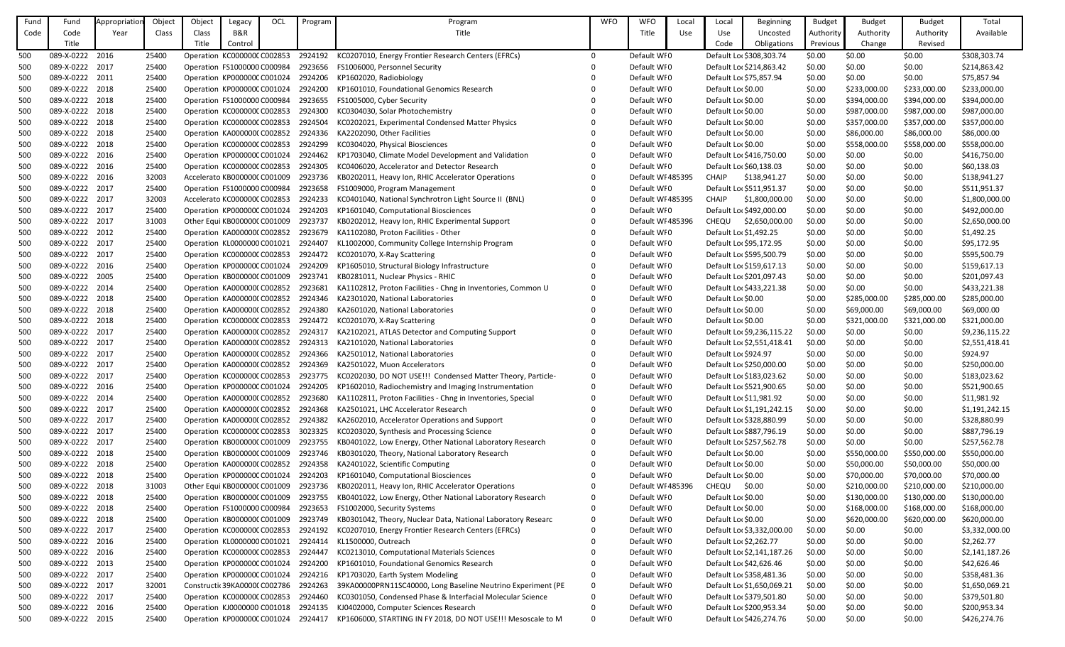| Fund Code | Fund Code Title | Appropriation Year | Object Class | Object Class Title | Legacy B&R Control | OCL | Program | Program Title | WFO | WFO Title | Local Use | Local Use Code | Beginning Uncosted Obligations | Budget Authority Previous | Budget Authority Change | Budget Authority Revised | Total Available |
|---|---|---|---|---|---|---|---|---|---|---|---|---|---|---|---|---|---|
| 500 | 089-X-0222 | 2016 | 25400 | Operation | KC000000C | C002853 | 2924192 | KC0207010, Energy Frontier Research Centers (EFRCs) | 0 | Default WF0 | | Default Loc | $308,303.74 | $0.00 | $0.00 | $0.00 | $308,303.74 |
| 500 | 089-X-0222 | 2017 | 25400 | Operation | FS1000000 | C000984 | 2923656 | FS1006000, Personnel Security | 0 | Default WF0 | | Default Loc | $214,863.42 | $0.00 | $0.00 | $0.00 | $214,863.42 |
| 500 | 089-X-0222 | 2011 | 25400 | Operation | KP000000C | C001024 | 2924206 | KP1602020, Radiobiology | 0 | Default WF0 | | Default Loc | $75,857.94 | $0.00 | $0.00 | $0.00 | $75,857.94 |
| 500 | 089-X-0222 | 2018 | 25400 | Operation | KP000000C | C001024 | 2924200 | KP1601010, Foundational Genomics Research | 0 | Default WF0 | | Default Loc | $0.00 | $0.00 | $233,000.00 | $233,000.00 | $233,000.00 |
| 500 | 089-X-0222 | 2018 | 25400 | Operation | FS1000000 | C000984 | 2923655 | FS1005000, Cyber Security | 0 | Default WF0 | | Default Loc | $0.00 | $0.00 | $394,000.00 | $394,000.00 | $394,000.00 |
| 500 | 089-X-0222 | 2018 | 25400 | Operation | KC000000C | C002853 | 2924300 | KC0304030, Solar Photochemistry | 0 | Default WF0 | | Default Loc | $0.00 | $0.00 | $987,000.00 | $987,000.00 | $987,000.00 |
| 500 | 089-X-0222 | 2018 | 25400 | Operation | KC000000C | C002853 | 2924504 | KC0202021, Experimental Condensed Matter Physics | 0 | Default WF0 | | Default Loc | $0.00 | $0.00 | $357,000.00 | $357,000.00 | $357,000.00 |
| 500 | 089-X-0222 | 2018 | 25400 | Operation | KA000000C | C002852 | 2924336 | KA2202090, Other Facilities | 0 | Default WF0 | | Default Loc | $0.00 | $0.00 | $86,000.00 | $86,000.00 | $86,000.00 |
| 500 | 089-X-0222 | 2018 | 25400 | Operation | KC000000C | C002853 | 2924299 | KC0304020, Physical Biosciences | 0 | Default WF0 | | Default Loc | $0.00 | $0.00 | $558,000.00 | $558,000.00 | $558,000.00 |
| 500 | 089-X-0222 | 2016 | 25400 | Operation | KP000000C | C001024 | 2924462 | KP1703040, Climate Model Development and Validation | 0 | Default WF0 | | Default Loc | $416,750.00 | $0.00 | $0.00 | $0.00 | $416,750.00 |
| 500 | 089-X-0222 | 2016 | 25400 | Operation | KC000000C | C002853 | 2924305 | KC0406020, Accelerator and Detector Research | 0 | Default WF0 | | Default Loc | $60,138.03 | $0.00 | $0.00 | $0.00 | $60,138.03 |
| 500 | 089-X-0222 | 2016 | 32003 | Accelerato | KB000000C | C001009 | 2923736 | KB0202011, Heavy Ion, RHIC Accelerator Operations | 0 | Default WF | 485395 | CHAIP | $138,941.27 | $0.00 | $0.00 | $0.00 | $138,941.27 |
| 500 | 089-X-0222 | 2017 | 25400 | Operation | FS1000000 | C000984 | 2923658 | FS1009000, Program Management | 0 | Default WF0 | | Default Loc | $511,951.37 | $0.00 | $0.00 | $0.00 | $511,951.37 |
| 500 | 089-X-0222 | 2017 | 32003 | Accelerato | KC000000C | C002853 | 2924233 | KC0401040, National Synchrotron Light Source II (BNL) | 0 | Default WF | 485395 | CHAIP | $1,800,000.00 | $0.00 | $0.00 | $0.00 | $1,800,000.00 |
| 500 | 089-X-0222 | 2017 | 25400 | Operation | KP000000C | C001024 | 2924203 | KP1601040, Computational Biosciences | 0 | Default WF0 | | Default Loc | $492,000.00 | $0.00 | $0.00 | $0.00 | $492,000.00 |
| 500 | 089-X-0222 | 2017 | 31003 | Other Equi | KB000000C | C001009 | 2923737 | KB0202012, Heavy Ion, RHIC Experimental Support | 0 | Default WF | 485396 | CHEQU | $2,650,000.00 | $0.00 | $0.00 | $0.00 | $2,650,000.00 |
| 500 | 089-X-0222 | 2012 | 25400 | Operation | KA000000C | C002852 | 2923679 | KA1102080, Proton Facilities - Other | 0 | Default WF0 | | Default Loc | $1,492.25 | $0.00 | $0.00 | $0.00 | $1,492.25 |
| 500 | 089-X-0222 | 2017 | 25400 | Operation | KL000000C | C001021 | 2924407 | KL1002000, Community College Internship Program | 0 | Default WF0 | | Default Loc | $95,172.95 | $0.00 | $0.00 | $0.00 | $95,172.95 |
| 500 | 089-X-0222 | 2017 | 25400 | Operation | KC000000C | C002853 | 2924472 | KC0201070, X-Ray Scattering | 0 | Default WF0 | | Default Loc | $595,500.79 | $0.00 | $0.00 | $0.00 | $595,500.79 |
| 500 | 089-X-0222 | 2016 | 25400 | Operation | KP000000C | C001024 | 2924209 | KP1605010, Structural Biology Infrastructure | 0 | Default WF0 | | Default Loc | $159,617.13 | $0.00 | $0.00 | $0.00 | $159,617.13 |
| 500 | 089-X-0222 | 2005 | 25400 | Operation | KB000000C | C001009 | 2923741 | KB0281011, Nuclear Physics - RHIC | 0 | Default WF0 | | Default Loc | $201,097.43 | $0.00 | $0.00 | $0.00 | $201,097.43 |
| 500 | 089-X-0222 | 2014 | 25400 | Operation | KA000000C | C002852 | 2923681 | KA1102812, Proton Facilities - Chng in Inventories, Common U | 0 | Default WF0 | | Default Loc | $433,221.38 | $0.00 | $0.00 | $0.00 | $433,221.38 |
| 500 | 089-X-0222 | 2018 | 25400 | Operation | KA000000C | C002852 | 2924346 | KA2301020, National Laboratories | 0 | Default WF0 | | Default Loc | $0.00 | $0.00 | $285,000.00 | $285,000.00 | $285,000.00 |
| 500 | 089-X-0222 | 2018 | 25400 | Operation | KA000000C | C002852 | 2924380 | KA2601020, National Laboratories | 0 | Default WF0 | | Default Loc | $0.00 | $0.00 | $69,000.00 | $69,000.00 | $69,000.00 |
| 500 | 089-X-0222 | 2018 | 25400 | Operation | KC000000C | C002853 | 2924472 | KC0201070, X-Ray Scattering | 0 | Default WF0 | | Default Loc | $0.00 | $0.00 | $321,000.00 | $321,000.00 | $321,000.00 |
| 500 | 089-X-0222 | 2017 | 25400 | Operation | KA000000C | C002852 | 2924317 | KA2102021, ATLAS Detector and Computing Support | 0 | Default WF0 | | Default Loc | $9,236,115.22 | $0.00 | $0.00 | $0.00 | $9,236,115.22 |
| 500 | 089-X-0222 | 2017 | 25400 | Operation | KA000000C | C002852 | 2924313 | KA2101020, National Laboratories | 0 | Default WF0 | | Default Loc | $2,551,418.41 | $0.00 | $0.00 | $0.00 | $2,551,418.41 |
| 500 | 089-X-0222 | 2017 | 25400 | Operation | KA000000C | C002852 | 2924366 | KA2501012, National Laboratories | 0 | Default WF0 | | Default Loc | $924.97 | $0.00 | $0.00 | $0.00 | $924.97 |
| 500 | 089-X-0222 | 2017 | 25400 | Operation | KA000000C | C002852 | 2924369 | KA2501022, Muon Accelerators | 0 | Default WF0 | | Default Loc | $250,000.00 | $0.00 | $0.00 | $0.00 | $250,000.00 |
| 500 | 089-X-0222 | 2017 | 25400 | Operation | KC000000C | C002853 | 2923775 | KC0202030, DO NOT USE!!! Condensed Matter Theory, Particle- | 0 | Default WF0 | | Default Loc | $183,023.62 | $0.00 | $0.00 | $0.00 | $183,023.62 |
| 500 | 089-X-0222 | 2016 | 25400 | Operation | KP000000C | C001024 | 2924205 | KP1602010, Radiochemistry and Imaging Instrumentation | 0 | Default WF0 | | Default Loc | $521,900.65 | $0.00 | $0.00 | $0.00 | $521,900.65 |
| 500 | 089-X-0222 | 2014 | 25400 | Operation | KA000000C | C002852 | 2923680 | KA1102811, Proton Facilities - Chng in Inventories, Special | 0 | Default WF0 | | Default Loc | $11,981.92 | $0.00 | $0.00 | $0.00 | $11,981.92 |
| 500 | 089-X-0222 | 2017 | 25400 | Operation | KA000000C | C002852 | 2924368 | KA2501021, LHC Accelerator Research | 0 | Default WF0 | | Default Loc | $1,191,242.15 | $0.00 | $0.00 | $0.00 | $1,191,242.15 |
| 500 | 089-X-0222 | 2017 | 25400 | Operation | KA000000C | C002852 | 2924382 | KA2602010, Accelerator Operations and Support | 0 | Default WF0 | | Default Loc | $328,880.99 | $0.00 | $0.00 | $0.00 | $328,880.99 |
| 500 | 089-X-0222 | 2017 | 25400 | Operation | KC000000C | C002853 | 3023325 | KC0203020, Synthesis and Processing Science | 0 | Default WF0 | | Default Loc | $887,796.19 | $0.00 | $0.00 | $0.00 | $887,796.19 |
| 500 | 089-X-0222 | 2017 | 25400 | Operation | KB000000C | C001009 | 2923755 | KB0401022, Low Energy, Other National Laboratory Research | 0 | Default WF0 | | Default Loc | $257,562.78 | $0.00 | $0.00 | $0.00 | $257,562.78 |
| 500 | 089-X-0222 | 2018 | 25400 | Operation | KB000000C | C001009 | 2923746 | KB0301020, Theory, National Laboratory Research | 0 | Default WF0 | | Default Loc | $0.00 | $0.00 | $550,000.00 | $550,000.00 | $550,000.00 |
| 500 | 089-X-0222 | 2018 | 25400 | Operation | KA000000C | C002852 | 2924358 | KA2401022, Scientific Computing | 0 | Default WF0 | | Default Loc | $0.00 | $0.00 | $50,000.00 | $50,000.00 | $50,000.00 |
| 500 | 089-X-0222 | 2018 | 25400 | Operation | KP000000C | C001024 | 2924203 | KP1601040, Computational Biosciences | 0 | Default WF0 | | Default Loc | $0.00 | $0.00 | $70,000.00 | $70,000.00 | $70,000.00 |
| 500 | 089-X-0222 | 2018 | 31003 | Other Equi | KB000000C | C001009 | 2923736 | KB0202011, Heavy Ion, RHIC Accelerator Operations | 0 | Default WF | 485396 | CHEQU | $0.00 | $0.00 | $210,000.00 | $210,000.00 | $210,000.00 |
| 500 | 089-X-0222 | 2018 | 25400 | Operation | KB000000C | C001009 | 2923755 | KB0401022, Low Energy, Other National Laboratory Research | 0 | Default WF0 | | Default Loc | $0.00 | $0.00 | $130,000.00 | $130,000.00 | $130,000.00 |
| 500 | 089-X-0222 | 2018 | 25400 | Operation | FS1000000 | C000984 | 2923653 | FS1002000, Security Systems | 0 | Default WF0 | | Default Loc | $0.00 | $0.00 | $168,000.00 | $168,000.00 | $168,000.00 |
| 500 | 089-X-0222 | 2018 | 25400 | Operation | KB000000C | C001009 | 2923749 | KB0301042, Theory, Nuclear Data, National Laboratory Researc | 0 | Default WF0 | | Default Loc | $0.00 | $0.00 | $620,000.00 | $620,000.00 | $620,000.00 |
| 500 | 089-X-0222 | 2017 | 25400 | Operation | KC000000C | C002853 | 2924192 | KC0207010, Energy Frontier Research Centers (EFRCs) | 0 | Default WF0 | | Default Loc | $3,332,000.00 | $0.00 | $0.00 | $0.00 | $3,332,000.00 |
| 500 | 089-X-0222 | 2016 | 25400 | Operation | KL000000C | C001021 | 2924414 | KL1500000, Outreach | 0 | Default WF0 | | Default Loc | $2,262.77 | $0.00 | $0.00 | $0.00 | $2,262.77 |
| 500 | 089-X-0222 | 2016 | 25400 | Operation | KC000000C | C002853 | 2924447 | KC0213010, Computational Materials Sciences | 0 | Default WF0 | | Default Loc | $2,141,187.26 | $0.00 | $0.00 | $0.00 | $2,141,187.26 |
| 500 | 089-X-0222 | 2013 | 25400 | Operation | KP000000C | C001024 | 2924200 | KP1601010, Foundational Genomics Research | 0 | Default WF0 | | Default Loc | $42,626.46 | $0.00 | $0.00 | $0.00 | $42,626.46 |
| 500 | 089-X-0222 | 2017 | 25400 | Operation | KP000000C | C001024 | 2924216 | KP1703020, Earth System Modeling | 0 | Default WF0 | | Default Loc | $358,481.36 | $0.00 | $0.00 | $0.00 | $358,481.36 |
| 500 | 089-X-0222 | 2017 | 32001 | Constructi | 39KA0000C | C002786 | 2924263 | 39KA00000PRN11SC40000, Long Baseline Neutrino Experiment (PE | 0 | Default WF0 | | Default Loc | $1,650,069.21 | $0.00 | $0.00 | $0.00 | $1,650,069.21 |
| 500 | 089-X-0222 | 2017 | 25400 | Operation | KC000000C | C002853 | 2924460 | KC0301050, Condensed Phase & Interfacial Molecular Science | 0 | Default WF0 | | Default Loc | $379,501.80 | $0.00 | $0.00 | $0.00 | $379,501.80 |
| 500 | 089-X-0222 | 2016 | 25400 | Operation | KJ000000C | C001018 | 2924135 | KJ0402000, Computer Sciences Research | 0 | Default WF0 | | Default Loc | $200,953.34 | $0.00 | $0.00 | $0.00 | $200,953.34 |
| 500 | 089-X-0222 | 2015 | 25400 | Operation | KP000000C | C001024 | 2924417 | KP1606000, STARTING IN FY 2018, DO NOT USE!!! Mesoscale to M | 0 | Default WF0 | | Default Loc | $426,274.76 | $0.00 | $0.00 | $0.00 | $426,274.76 |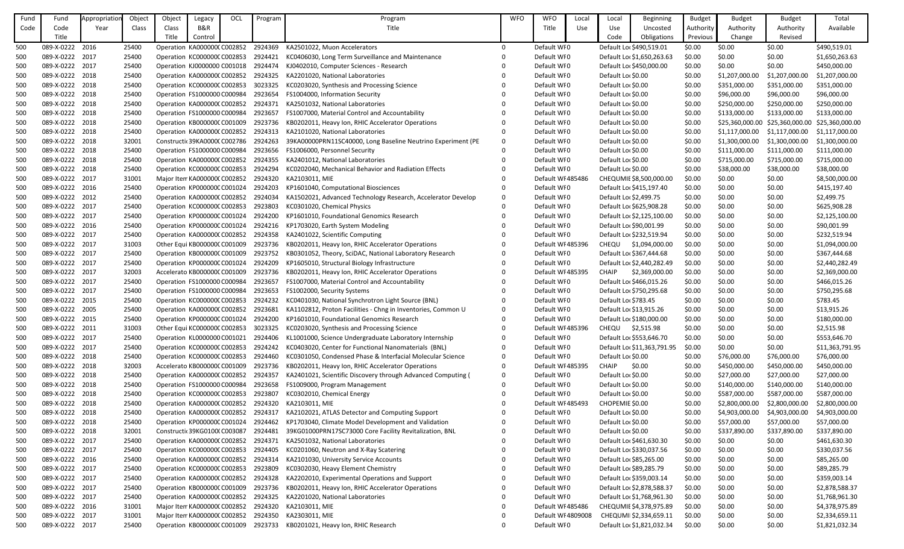| Fund Code | Fund Code Title | Appropriation Year | Object Class | Object Class Title | Legacy B&R Control | OCL | Program | Program Title | WFO | WFO Title | Local Use | Local Use Code | Beginning Uncosted Obligations | Budget Authority Previous | Budget Authority Change | Budget Authority Revised | Total Available |
|---|---|---|---|---|---|---|---|---|---|---|---|---|---|---|---|---|---|
| 500 | 089-X-0222 | 2016 | 25400 | Operation | KA000000C | C002852 | 2924369 | KA2501022, Muon Accelerators | 0 | Default WFO | | Default Loc | $490,519.01 | $0.00 | $0.00 | $0.00 | $490,519.01 |
| 500 | 089-X-0222 | 2017 | 25400 | Operation | KC000000C | C002853 | 2924421 | KC0406030, Long Term Surveillance and Maintenance | 0 | Default WFO | | Default Loc | $1,650,263.63 | $0.00 | $0.00 | $0.00 | $1,650,263.63 |
| 500 | 089-X-0222 | 2017 | 25400 | Operation | KJ0000000 | C001018 | 2924474 | KJ0402010, Computer Sciences - Research | 0 | Default WFO | | Default Loc | $450,000.00 | $0.00 | $0.00 | $0.00 | $450,000.00 |
| 500 | 089-X-0222 | 2018 | 25400 | Operation | KA000000C | C002852 | 2924325 | KA2201020, National Laboratories | 0 | Default WFO | | Default Loc | $0.00 | $0.00 | $1,207,000.00 | $1,207,000.00 | $1,207,000.00 |
| 500 | 089-X-0222 | 2018 | 25400 | Operation | KC000000C | C002853 | 3023325 | KC0203020, Synthesis and Processing Science | 0 | Default WFO | | Default Loc | $0.00 | $0.00 | $351,000.00 | $351,000.00 | $351,000.00 |
| 500 | 089-X-0222 | 2018 | 25400 | Operation | FS1000000 | C000984 | 2923654 | FS1004000, Information Security | 0 | Default WFO | | Default Loc | $0.00 | $0.00 | $96,000.00 | $96,000.00 | $96,000.00 |
| 500 | 089-X-0222 | 2018 | 25400 | Operation | KA000000C | C002852 | 2924371 | KA2501032, National Laboratories | 0 | Default WFO | | Default Loc | $0.00 | $0.00 | $250,000.00 | $250,000.00 | $250,000.00 |
| 500 | 089-X-0222 | 2018 | 25400 | Operation | FS1000000 | C000984 | 2923657 | FS1007000, Material Control and Accountability | 0 | Default WFO | | Default Loc | $0.00 | $0.00 | $133,000.00 | $133,000.00 | $133,000.00 |
| 500 | 089-X-0222 | 2018 | 25400 | Operation | KB000000C | C001009 | 2923736 | KB0202011, Heavy Ion, RHIC Accelerator Operations | 0 | Default WFO | | Default Loc | $0.00 | $0.00 | $25,360,000.00 | $25,360,000.00 | $25,360,000.00 |
| 500 | 089-X-0222 | 2018 | 25400 | Operation | KA000000C | C002852 | 2924313 | KA2101020, National Laboratories | 0 | Default WFO | | Default Loc | $0.00 | $0.00 | $1,117,000.00 | $1,117,000.00 | $1,117,000.00 |
| 500 | 089-X-0222 | 2018 | 32001 | Constructi | 39KA0000C | C002786 | 2924263 | 39KA00000PRN11SC40000, Long Baseline Neutrino Experiment (PE | 0 | Default WFO | | Default Loc | $0.00 | $0.00 | $1,300,000.00 | $1,300,000.00 | $1,300,000.00 |
| 500 | 089-X-0222 | 2018 | 25400 | Operation | FS1000000 | C000984 | 2923656 | FS1006000, Personnel Security | 0 | Default WFO | | Default Loc | $0.00 | $0.00 | $111,000.00 | $111,000.00 | $111,000.00 |
| 500 | 089-X-0222 | 2018 | 25400 | Operation | KA000000C | C002852 | 2924355 | KA2401012, National Laboratories | 0 | Default WFO | | Default Loc | $0.00 | $0.00 | $715,000.00 | $715,000.00 | $715,000.00 |
| 500 | 089-X-0222 | 2018 | 25400 | Operation | KC000000C | C002853 | 2924294 | KC0202040, Mechanical Behavior and Radiation Effects | 0 | Default WFO | | Default Loc | $0.00 | $0.00 | $38,000.00 | $38,000.00 | $38,000.00 |
| 500 | 089-X-0222 | 2017 | 31001 | Major Item | KA000000C | C002852 | 2924320 | KA2103011, MIE | 0 | Default WF | 485486 | CHEQUMIE | $8,500,000.00 | $0.00 | $0.00 | $0.00 | $8,500,000.00 |
| 500 | 089-X-0222 | 2016 | 25400 | Operation | KP000000C | C001024 | 2924203 | KP1601040, Computational Biosciences | 0 | Default WFO | | Default Loc | $415,197.40 | $0.00 | $0.00 | $0.00 | $415,197.40 |
| 500 | 089-X-0222 | 2012 | 25400 | Operation | KA000000C | C002852 | 2924034 | KA1502021, Advanced Technology Research, Accelerator Develop | 0 | Default WFO | | Default Loc | $2,499.75 | $0.00 | $0.00 | $0.00 | $2,499.75 |
| 500 | 089-X-0222 | 2017 | 25400 | Operation | KC000000C | C002853 | 2923803 | KC0301020, Chemical Physics | 0 | Default WFO | | Default Loc | $625,908.28 | $0.00 | $0.00 | $0.00 | $625,908.28 |
| 500 | 089-X-0222 | 2017 | 25400 | Operation | KP000000C | C001024 | 2924200 | KP1601010, Foundational Genomics Research | 0 | Default WFO | | Default Loc | $2,125,100.00 | $0.00 | $0.00 | $0.00 | $2,125,100.00 |
| 500 | 089-X-0222 | 2016 | 25400 | Operation | KP000000C | C001024 | 2924216 | KP1703020, Earth System Modeling | 0 | Default WFO | | Default Loc | $90,001.99 | $0.00 | $0.00 | $0.00 | $90,001.99 |
| 500 | 089-X-0222 | 2017 | 25400 | Operation | KA000000C | C002852 | 2924358 | KA2401022, Scientific Computing | 0 | Default WFO | | Default Loc | $232,519.94 | $0.00 | $0.00 | $0.00 | $232,519.94 |
| 500 | 089-X-0222 | 2017 | 31003 | Other Equi | KB000000C | C001009 | 2923736 | KB0202011, Heavy Ion, RHIC Accelerator Operations | 0 | Default WF | 485396 | CHEQU | $1,094,000.00 | $0.00 | $0.00 | $0.00 | $1,094,000.00 |
| 500 | 089-X-0222 | 2017 | 25400 | Operation | KB000000C | C001009 | 2923752 | KB0301052, Theory, SciDAC, National Laboratory Research | 0 | Default WFO | | Default Loc | $367,444.68 | $0.00 | $0.00 | $0.00 | $367,444.68 |
| 500 | 089-X-0222 | 2017 | 25400 | Operation | KP000000C | C001024 | 2924209 | KP1605010, Structural Biology Infrastructure | 0 | Default WFO | | Default Loc | $2,440,282.49 | $0.00 | $0.00 | $0.00 | $2,440,282.49 |
| 500 | 089-X-0222 | 2017 | 32003 | Accelerato | KB000000C | C001009 | 2923736 | KB0202011, Heavy Ion, RHIC Accelerator Operations | 0 | Default WF | 485395 | CHAIP | $2,369,000.00 | $0.00 | $0.00 | $0.00 | $2,369,000.00 |
| 500 | 089-X-0222 | 2017 | 25400 | Operation | FS1000000 | C000984 | 2923657 | FS1007000, Material Control and Accountability | 0 | Default WFO | | Default Loc | $466,015.26 | $0.00 | $0.00 | $0.00 | $466,015.26 |
| 500 | 089-X-0222 | 2017 | 25400 | Operation | FS1000000 | C000984 | 2923653 | FS1002000, Security Systems | 0 | Default WFO | | Default Loc | $750,295.68 | $0.00 | $0.00 | $0.00 | $750,295.68 |
| 500 | 089-X-0222 | 2015 | 25400 | Operation | KC000000C | C002853 | 2924232 | KC0401030, National Synchrotron Light Source (BNL) | 0 | Default WFO | | Default Loc | $783.45 | $0.00 | $0.00 | $0.00 | $783.45 |
| 500 | 089-X-0222 | 2005 | 25400 | Operation | KA000000C | C002852 | 2923681 | KA1102812, Proton Facilities - Chng in Inventories, Common U | 0 | Default WFO | | Default Loc | $13,915.26 | $0.00 | $0.00 | $0.00 | $13,915.26 |
| 500 | 089-X-0222 | 2015 | 25400 | Operation | KP000000C | C001024 | 2924200 | KP1601010, Foundational Genomics Research | 0 | Default WFO | | Default Loc | $180,000.00 | $0.00 | $0.00 | $0.00 | $180,000.00 |
| 500 | 089-X-0222 | 2011 | 31003 | Other Equi | KC000000C | C002853 | 3023325 | KC0203020, Synthesis and Processing Science | 0 | Default WF | 485396 | CHEQU | $2,515.98 | $0.00 | $0.00 | $0.00 | $2,515.98 |
| 500 | 089-X-0222 | 2017 | 25400 | Operation | KL0000000 | C001021 | 2924406 | KL1001000, Science Undergraduate Laboratory Internship | 0 | Default WFO | | Default Loc | $553,646.70 | $0.00 | $0.00 | $0.00 | $553,646.70 |
| 500 | 089-X-0222 | 2017 | 25400 | Operation | KC000000C | C002853 | 2924242 | KC0403020, Center for Functional Nanomaterials (BNL) | 0 | Default WFO | | Default Loc | $11,363,791.95 | $0.00 | $0.00 | $0.00 | $11,363,791.95 |
| 500 | 089-X-0222 | 2018 | 25400 | Operation | KC000000C | C002853 | 2924460 | KC0301050, Condensed Phase & Interfacial Molecular Science | 0 | Default WFO | | Default Loc | $0.00 | $0.00 | $76,000.00 | $76,000.00 | $76,000.00 |
| 500 | 089-X-0222 | 2018 | 32003 | Accelerato | KB000000C | C001009 | 2923736 | KB0202011, Heavy Ion, RHIC Accelerator Operations | 0 | Default WF | 485395 | CHAIP | $0.00 | $0.00 | $450,000.00 | $450,000.00 | $450,000.00 |
| 500 | 089-X-0222 | 2018 | 25400 | Operation | KA000000C | C002852 | 2924357 | KA2401021, Scientific Discovery through Advanced Computing ( | 0 | Default WFO | | Default Loc | $0.00 | $0.00 | $27,000.00 | $27,000.00 | $27,000.00 |
| 500 | 089-X-0222 | 2018 | 25400 | Operation | FS1000000 | C000984 | 2923658 | FS1009000, Program Management | 0 | Default WFO | | Default Loc | $0.00 | $0.00 | $140,000.00 | $140,000.00 | $140,000.00 |
| 500 | 089-X-0222 | 2018 | 25400 | Operation | KC000000C | C002853 | 2923807 | KC0302010, Chemical Energy | 0 | Default WFO | | Default Loc | $0.00 | $0.00 | $587,000.00 | $587,000.00 | $587,000.00 |
| 500 | 089-X-0222 | 2018 | 25400 | Operation | KA000000C | C002852 | 2924320 | KA2103011, MIE | 0 | Default WF | 485493 | CHOPEMIE | $0.00 | $0.00 | $2,800,000.00 | $2,800,000.00 | $2,800,000.00 |
| 500 | 089-X-0222 | 2018 | 25400 | Operation | KA000000C | C002852 | 2924317 | KA2102021, ATLAS Detector and Computing Support | 0 | Default WFO | | Default Loc | $0.00 | $0.00 | $4,903,000.00 | $4,903,000.00 | $4,903,000.00 |
| 500 | 089-X-0222 | 2018 | 25400 | Operation | KP000000C | C001024 | 2924462 | KP1703040, Climate Model Development and Validation | 0 | Default WFO | | Default Loc | $0.00 | $0.00 | $57,000.00 | $57,000.00 | $57,000.00 |
| 500 | 089-X-0222 | 2018 | 32001 | Constructi | 39KG0100C | C003087 | 2924481 | 39KG01000PRN17SC73000 Core Facility Revitalization, BNL | 0 | Default WFO | | Default Loc | $0.00 | $0.00 | $337,890.00 | $337,890.00 | $337,890.00 |
| 500 | 089-X-0222 | 2017 | 25400 | Operation | KA000000C | C002852 | 2924371 | KA2501032, National Laboratories | 0 | Default WFO | | Default Loc | $461,630.30 | $0.00 | $0.00 | $0.00 | $461,630.30 |
| 500 | 089-X-0222 | 2017 | 25400 | Operation | KC000000C | C002853 | 2924405 | KC0201060, Neutron and X-Ray Scatering | 0 | Default WFO | | Default Loc | $330,037.56 | $0.00 | $0.00 | $0.00 | $330,037.56 |
| 500 | 089-X-0222 | 2016 | 25400 | Operation | KA000000C | C002852 | 2924314 | KA2101030, University Service Accounts | 0 | Default WFO | | Default Loc | $85,265.00 | $0.00 | $0.00 | $0.00 | $85,265.00 |
| 500 | 089-X-0222 | 2017 | 25400 | Operation | KC000000C | C002853 | 2923809 | KC0302030, Heavy Element Chemistry | 0 | Default WFO | | Default Loc | $89,285.79 | $0.00 | $0.00 | $0.00 | $89,285.79 |
| 500 | 089-X-0222 | 2017 | 25400 | Operation | KA000000C | C002852 | 2924328 | KA2202010, Experimental Operations and Support | 0 | Default WFO | | Default Loc | $359,003.14 | $0.00 | $0.00 | $0.00 | $359,003.14 |
| 500 | 089-X-0222 | 2017 | 25400 | Operation | KB000000C | C001009 | 2923736 | KB0202011, Heavy Ion, RHIC Accelerator Operations | 0 | Default WFO | | Default Loc | $2,878,588.37 | $0.00 | $0.00 | $0.00 | $2,878,588.37 |
| 500 | 089-X-0222 | 2017 | 25400 | Operation | KA000000C | C002852 | 2924325 | KA2201020, National Laboratories | 0 | Default WFO | | Default Loc | $1,768,961.30 | $0.00 | $0.00 | $0.00 | $1,768,961.30 |
| 500 | 089-X-0222 | 2016 | 31001 | Major Item | KA000000C | C002852 | 2924320 | KA2103011, MIE | 0 | Default WF | 485486 | CHEQUMIE | $4,378,975.89 | $0.00 | $0.00 | $0.00 | $4,378,975.89 |
| 500 | 089-X-0222 | 2017 | 31001 | Major Item | KA000000C | C002852 | 2924350 | KA2303011, MIE | 0 | Default WF | 4809008 | CHEQUMI | $2,334,659.11 | $0.00 | $0.00 | $0.00 | $2,334,659.11 |
| 500 | 089-X-0222 | 2017 | 25400 | Operation | KB000000C | C001009 | 2923733 | KB0201021, Heavy Ion, RHIC Research | 0 | Default WFO | | Default Loc | $1,821,032.34 | $0.00 | $0.00 | $0.00 | $1,821,032.34 |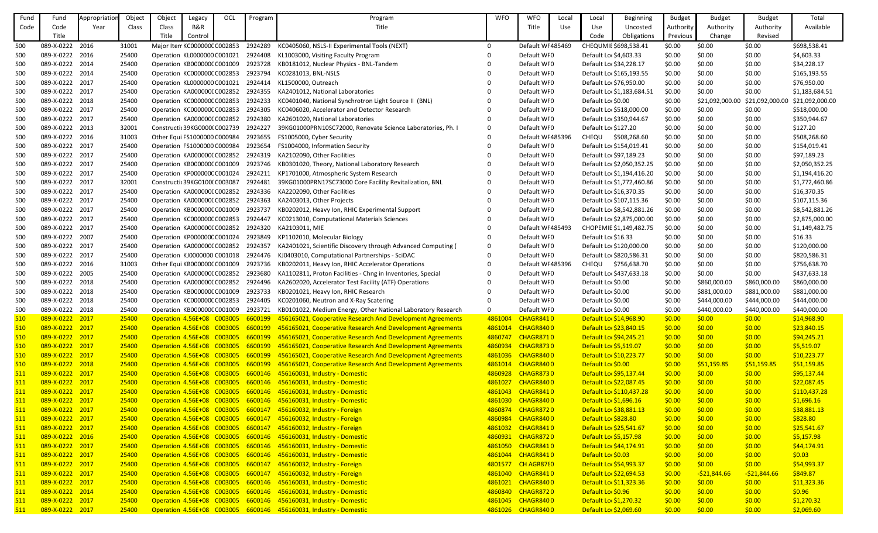| Fund Code | Fund Code Title | Appropriation Year | Object Class | Object Class Title | Legacy B&R Control | OCL | Program | Program Title | WFO | WFO Title | Local Use | Local Use Code | Beginning Uncosted Obligations | Budget Authority Previous | Budget Authority Change | Budget Authority Revised | Total Available |
|---|---|---|---|---|---|---|---|---|---|---|---|---|---|---|---|---|---|
| 500 | 089-X-0222 | 2016 | 31001 | Major Item | KC0000000 | C002853 | 2924289 | KC0405060, NSLS-II Experimental Tools (NEXT) | 0 | Default WF | 485469 | CHEQUMIE | $698,538.41 | $0.00 | $0.00 | $0.00 | $698,538.41 |
| 500 | 089-X-0222 | 2016 | 25400 | Operation | KL0000000 | C001021 | 2924408 | KL1003000, Visiting Faculty Program | 0 | Default WF | 0 | Default Loc | $4,603.33 | $0.00 | $0.00 | $0.00 | $4,603.33 |
| 500 | 089-X-0222 | 2014 | 25400 | Operation | KB0000000 | C001009 | 2923728 | KB0181012, Nuclear Physics - BNL-Tandem | 0 | Default WF | 0 | Default Loc | $34,228.17 | $0.00 | $0.00 | $0.00 | $34,228.17 |
| 500 | 089-X-0222 | 2014 | 25400 | Operation | KC0000000 | C002853 | 2923794 | KC0281013, BNL-NSLS | 0 | Default WF | 0 | Default Loc | $165,193.55 | $0.00 | $0.00 | $0.00 | $165,193.55 |
| 500 | 089-X-0222 | 2017 | 25400 | Operation | KL0000000 | C001021 | 2924414 | KL1500000, Outreach | 0 | Default WF | 0 | Default Loc | $76,950.00 | $0.00 | $0.00 | $0.00 | $76,950.00 |
| 500 | 089-X-0222 | 2017 | 25400 | Operation | KA0000000 | C002852 | 2924355 | KA2401012, National Laboratories | 0 | Default WF | 0 | Default Loc | $1,183,684.51 | $0.00 | $0.00 | $0.00 | $1,183,684.51 |
| 500 | 089-X-0222 | 2018 | 25400 | Operation | KC0000000 | C002853 | 2924233 | KC0401040, National Synchrotron Light Source II (BNL) | 0 | Default WF | 0 | Default Loc | $0.00 | $0.00 | $21,092,000.00 | $21,092,000.00 | $21,092,000.00 |
| 500 | 089-X-0222 | 2017 | 25400 | Operation | KC0000000 | C002853 | 2924305 | KC0406020, Accelerator and Detector Research | 0 | Default WF | 0 | Default Loc | $518,000.00 | $0.00 | $0.00 | $0.00 | $518,000.00 |
| 500 | 089-X-0222 | 2017 | 25400 | Operation | KA0000000 | C002852 | 2924380 | KA2601020, National Laboratories | 0 | Default WF | 0 | Default Loc | $350,944.67 | $0.00 | $0.00 | $0.00 | $350,944.67 |
| 500 | 089-X-0222 | 2013 | 32001 | Constructi | 39KG0000 | C002739 | 2924227 | 39KG01000PRN10SC72000, Renovate Science Laboratories, Ph. I | 0 | Default WF | 0 | Default Loc | $127.20 | $0.00 | $0.00 | $0.00 | $127.20 |
| 500 | 089-X-0222 | 2016 | 31003 | Other Equi | FS1000000 | C000984 | 2923655 | FS1005000, Cyber Security | 0 | Default WF | 485396 | CHEQU | $508,268.60 | $0.00 | $0.00 | $0.00 | $508,268.60 |
| 500 | 089-X-0222 | 2017 | 25400 | Operation | FS1000000 | C000984 | 2923654 | FS1004000, Information Security | 0 | Default WF | 0 | Default Loc | $154,019.41 | $0.00 | $0.00 | $0.00 | $154,019.41 |
| 500 | 089-X-0222 | 2017 | 25400 | Operation | KA0000000 | C002852 | 2924319 | KA2102090, Other Facilities | 0 | Default WF | 0 | Default Loc | $97,189.23 | $0.00 | $0.00 | $0.00 | $97,189.23 |
| 500 | 089-X-0222 | 2017 | 25400 | Operation | KB0000000 | C001009 | 2923746 | KB0301020, Theory, National Laboratory Research | 0 | Default WF | 0 | Default Loc | $2,050,352.25 | $0.00 | $0.00 | $0.00 | $2,050,352.25 |
| 500 | 089-X-0222 | 2017 | 25400 | Operation | KP0000000 | C001024 | 2924211 | KP1701000, Atmospheric System Research | 0 | Default WF | 0 | Default Loc | $1,194,416.20 | $0.00 | $0.00 | $0.00 | $1,194,416.20 |
| 500 | 089-X-0222 | 2017 | 32001 | Constructi | 39KG0100 | C003087 | 2924481 | 39KG01000PRN17SC73000 Core Facility Revitalization, BNL | 0 | Default WF | 0 | Default Loc | $1,772,460.86 | $0.00 | $0.00 | $0.00 | $1,772,460.86 |
| 500 | 089-X-0222 | 2017 | 25400 | Operation | KA0000000 | C002852 | 2924336 | KA2202090, Other Facilities | 0 | Default WF | 0 | Default Loc | $16,370.35 | $0.00 | $0.00 | $0.00 | $16,370.35 |
| 500 | 089-X-0222 | 2017 | 25400 | Operation | KA0000000 | C002852 | 2924363 | KA2403013, Other Projects | 0 | Default WF | 0 | Default Loc | $107,115.36 | $0.00 | $0.00 | $0.00 | $107,115.36 |
| 500 | 089-X-0222 | 2017 | 25400 | Operation | KB0000000 | C001009 | 2923737 | KB0202012, Heavy Ion, RHIC Experimental Support | 0 | Default WF | 0 | Default Loc | $8,542,881.26 | $0.00 | $0.00 | $0.00 | $8,542,881.26 |
| 500 | 089-X-0222 | 2017 | 25400 | Operation | KC0000000 | C002853 | 2924447 | KC0213010, Computational Materials Sciences | 0 | Default WF | 0 | Default Loc | $2,875,000.00 | $0.00 | $0.00 | $0.00 | $2,875,000.00 |
| 500 | 089-X-0222 | 2017 | 25400 | Operation | KA0000000 | C002852 | 2924320 | KA2103011, MIE | 0 | Default WF | 485493 | CHOPEMIE | $1,149,482.75 | $0.00 | $0.00 | $0.00 | $1,149,482.75 |
| 500 | 089-X-0222 | 2007 | 25400 | Operation | KP0000000 | C001024 | 2923849 | KP1102010, Molecular Biology | 0 | Default WF | 0 | Default Loc | $16.33 | $0.00 | $0.00 | $0.00 | $16.33 |
| 500 | 089-X-0222 | 2017 | 25400 | Operation | KA0000000 | C002852 | 2924357 | KA2401021, Scientific Discovery through Advanced Computing ( | 0 | Default WF | 0 | Default Loc | $120,000.00 | $0.00 | $0.00 | $0.00 | $120,000.00 |
| 500 | 089-X-0222 | 2017 | 25400 | Operation | KJ0000000 | C001018 | 2924476 | KJ0403010, Computational Partnerships - SciDAC | 0 | Default WF | 0 | Default Loc | $820,586.31 | $0.00 | $0.00 | $0.00 | $820,586.31 |
| 500 | 089-X-0222 | 2016 | 31003 | Other Equi | KB0000000 | C001009 | 2923736 | KB0202011, Heavy Ion, RHIC Accelerator Operations | 0 | Default WF | 485396 | CHEQU | $756,638.70 | $0.00 | $0.00 | $0.00 | $756,638.70 |
| 500 | 089-X-0222 | 2005 | 25400 | Operation | KA0000000 | C002852 | 2923680 | KA1102811, Proton Facilities - Chng in Inventories, Special | 0 | Default WF | 0 | Default Loc | $437,633.18 | $0.00 | $0.00 | $0.00 | $437,633.18 |
| 500 | 089-X-0222 | 2018 | 25400 | Operation | KA0000000 | C002852 | 2924496 | KA2602020, Accelerator Test Facility (ATF) Operations | 0 | Default WF | 0 | Default Loc | $0.00 | $0.00 | $860,000.00 | $860,000.00 | $860,000.00 |
| 500 | 089-X-0222 | 2018 | 25400 | Operation | KB0000000 | C001009 | 2923733 | KB0201021, Heavy Ion, RHIC Research | 0 | Default WF | 0 | Default Loc | $0.00 | $0.00 | $881,000.00 | $881,000.00 | $881,000.00 |
| 500 | 089-X-0222 | 2018 | 25400 | Operation | KC0000000 | C002853 | 2924405 | KC0201060, Neutron and X-Ray Scatering | 0 | Default WF | 0 | Default Loc | $0.00 | $0.00 | $444,000.00 | $444,000.00 | $444,000.00 |
| 500 | 089-X-0222 | 2018 | 25400 | Operation | KB0000000 | C001009 | 2923721 | KB0101022, Medium Energy, Other National Laboratory Research | 0 | Default WF | 0 | Default Loc | $0.00 | $0.00 | $440,000.00 | $440,000.00 | $440,000.00 |
| 510 | 089-X-0222 | 2017 | 25400 | Operation | 4.56E+08 | C003005 | 6600199 | 456165021, Cooperative Research And Development Agreements | 4861004 | CHAGR841 | 0 | Default Loc | $14,968.90 | $0.00 | $0.00 | $0.00 | $14,968.90 |
| 510 | 089-X-0222 | 2017 | 25400 | Operation | 4.56E+08 | C003005 | 6600199 | 456165021, Cooperative Research And Development Agreements | 4861014 | CHAGR840 | 0 | Default Loc | $23,840.15 | $0.00 | $0.00 | $0.00 | $23,840.15 |
| 510 | 089-X-0222 | 2017 | 25400 | Operation | 4.56E+08 | C003005 | 6600199 | 456165021, Cooperative Research And Development Agreements | 4860747 | CHAGR871 | 0 | Default Loc | $94,245.21 | $0.00 | $0.00 | $0.00 | $94,245.21 |
| 510 | 089-X-0222 | 2017 | 25400 | Operation | 4.56E+08 | C003005 | 6600199 | 456165021, Cooperative Research And Development Agreements | 4860934 | CHAGR873 | 0 | Default Loc | $5,519.07 | $0.00 | $0.00 | $0.00 | $5,519.07 |
| 510 | 089-X-0222 | 2017 | 25400 | Operation | 4.56E+08 | C003005 | 6600199 | 456165021, Cooperative Research And Development Agreements | 4861036 | CHAGR840 | 0 | Default Loc | $10,223.77 | $0.00 | $0.00 | $0.00 | $10,223.77 |
| 510 | 089-X-0222 | 2018 | 25400 | Operation | 4.56E+08 | C003005 | 6600199 | 456165021, Cooperative Research And Development Agreements | 4861014 | CHAGR840 | 0 | Default Loc | $0.00 | $0.00 | $51,159.85 | $51,159.85 | $51,159.85 |
| 511 | 089-X-0222 | 2017 | 25400 | Operation | 4.56E+08 | C003005 | 6600146 | 456160031, Industry - Domestic | 4860928 | CHAGR873 | 0 | Default Loc | $95,137.44 | $0.00 | $0.00 | $0.00 | $95,137.44 |
| 511 | 089-X-0222 | 2017 | 25400 | Operation | 4.56E+08 | C003005 | 6600146 | 456160031, Industry - Domestic | 4861027 | CHAGR840 | 0 | Default Loc | $22,087.45 | $0.00 | $0.00 | $0.00 | $22,087.45 |
| 511 | 089-X-0222 | 2017 | 25400 | Operation | 4.56E+08 | C003005 | 6600146 | 456160031, Industry - Domestic | 4861043 | CHAGR841 | 0 | Default Loc | $110,437.28 | $0.00 | $0.00 | $0.00 | $110,437.28 |
| 511 | 089-X-0222 | 2017 | 25400 | Operation | 4.56E+08 | C003005 | 6600146 | 456160031, Industry - Domestic | 4861030 | CHAGR840 | 0 | Default Loc | $1,696.16 | $0.00 | $0.00 | $0.00 | $1,696.16 |
| 511 | 089-X-0222 | 2017 | 25400 | Operation | 4.56E+08 | C003005 | 6600147 | 456160032, Industry - Foreign | 4860874 | CHAGR872 | 0 | Default Loc | $38,881.13 | $0.00 | $0.00 | $0.00 | $38,881.13 |
| 511 | 089-X-0222 | 2017 | 25400 | Operation | 4.56E+08 | C003005 | 6600147 | 456160032, Industry - Foreign | 4860984 | CHAGR840 | 0 | Default Loc | $828.80 | $0.00 | $0.00 | $0.00 | $828.80 |
| 511 | 089-X-0222 | 2017 | 25400 | Operation | 4.56E+08 | C003005 | 6600147 | 456160032, Industry - Foreign | 4861032 | CHAGR841 | 0 | Default Loc | $25,541.67 | $0.00 | $0.00 | $0.00 | $25,541.67 |
| 511 | 089-X-0222 | 2016 | 25400 | Operation | 4.56E+08 | C003005 | 6600146 | 456160031, Industry - Domestic | 4860931 | CHAGR872 | 0 | Default Loc | $5,157.98 | $0.00 | $0.00 | $0.00 | $5,157.98 |
| 511 | 089-X-0222 | 2017 | 25400 | Operation | 4.56E+08 | C003005 | 6600146 | 456160031, Industry - Domestic | 4861050 | CHAGR841 | 0 | Default Loc | $44,174.91 | $0.00 | $0.00 | $0.00 | $44,174.91 |
| 511 | 089-X-0222 | 2017 | 25400 | Operation | 4.56E+08 | C003005 | 6600146 | 456160031, Industry - Domestic | 4861044 | CHAGR841 | 0 | Default Loc | $0.03 | $0.00 | $0.00 | $0.00 | $0.03 |
| 511 | 089-X-0222 | 2017 | 25400 | Operation | 4.56E+08 | C003005 | 6600147 | 456160032, Industry - Foreign | 4801577 | CH AGR87 | 0 | Default Loc | $54,993.37 | $0.00 | $0.00 | $0.00 | $54,993.37 |
| 511 | 089-X-0222 | 2017 | 25400 | Operation | 4.56E+08 | C003005 | 6600147 | 456160032, Industry - Foreign | 4861040 | CHAGR841 | 0 | Default Loc | $22,694.53 | $0.00 | -$21,844.66 | -$21,844.66 | $849.87 |
| 511 | 089-X-0222 | 2017 | 25400 | Operation | 4.56E+08 | C003005 | 6600146 | 456160031, Industry - Domestic | 4861021 | CHAGR840 | 0 | Default Loc | $11,323.36 | $0.00 | $0.00 | $0.00 | $11,323.36 |
| 511 | 089-X-0222 | 2014 | 25400 | Operation | 4.56E+08 | C003005 | 6600146 | 456160031, Industry - Domestic | 4860840 | CHAGR872 | 0 | Default Loc | $0.96 | $0.00 | $0.00 | $0.00 | $0.96 |
| 511 | 089-X-0222 | 2017 | 25400 | Operation | 4.56E+08 | C003005 | 6600146 | 456160031, Industry - Domestic | 4861045 | CHAGR840 | 0 | Default Loc | $1,270.32 | $0.00 | $0.00 | $0.00 | $1,270.32 |
| 511 | 089-X-0222 | 2017 | 25400 | Operation | 4.56E+08 | C003005 | 6600146 | 456160031, Industry - Domestic | 4861026 | CHAGR840 | 0 | Default Loc | $2,069.60 | $0.00 | $0.00 | $0.00 | $2,069.60 |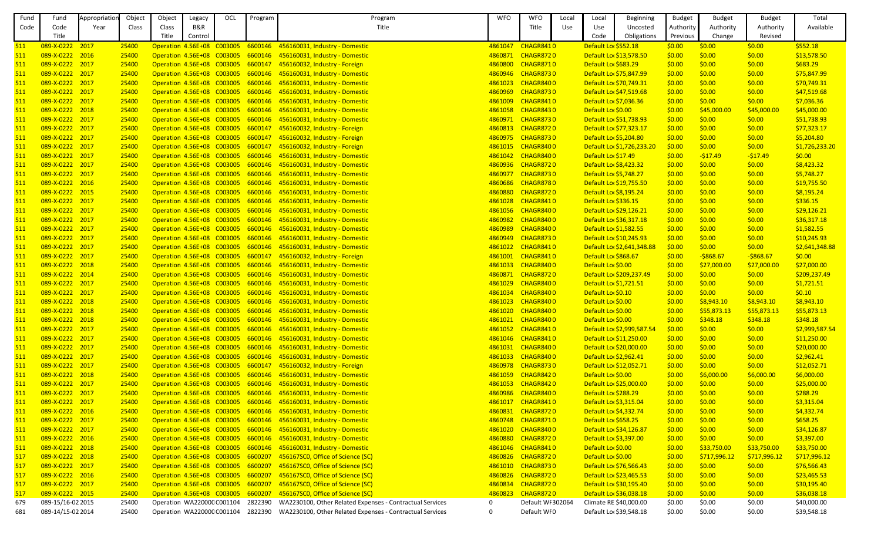| Fund Code | Fund Code Title | Appropriation Year | Object Class | Object Class Title | Legacy B&R Control | OCL | Program | Program Title | WFO | WFO Title | Local Use | Local Use Code | Beginning Uncosted Obligations | Budget Authority Previous | Budget Authority Change | Budget Authority Revised | Total Available |
|---|---|---|---|---|---|---|---|---|---|---|---|---|---|---|---|---|---|
| 511 | 089-X-0222 | 2017 | 25400 | Operation | 4.56E+08 | C003005 | 6600146 | 456160031, Industry - Domestic | 4861047 | CHAGR841 | 0 | Default Loc | $552.18 | $0.00 | $0.00 | $0.00 | $552.18 |
| 511 | 089-X-0222 | 2016 | 25400 | Operation | 4.56E+08 | C003005 | 6600146 | 456160031, Industry - Domestic | 4860871 | CHAGR872 | 0 | Default Loc | $13,578.50 | $0.00 | $0.00 | $0.00 | $13,578.50 |
| 511 | 089-X-0222 | 2017 | 25400 | Operation | 4.56E+08 | C003005 | 6600147 | 456160032, Industry - Foreign | 4860800 | CHAGR871 | 0 | Default Loc | $683.29 | $0.00 | $0.00 | $0.00 | $683.29 |
| 511 | 089-X-0222 | 2017 | 25400 | Operation | 4.56E+08 | C003005 | 6600146 | 456160031, Industry - Domestic | 4860946 | CHAGR873 | 0 | Default Loc | $75,847.99 | $0.00 | $0.00 | $0.00 | $75,847.99 |
| 511 | 089-X-0222 | 2017 | 25400 | Operation | 4.56E+08 | C003005 | 6600146 | 456160031, Industry - Domestic | 4861023 | CHAGR840 | 0 | Default Loc | $70,749.31 | $0.00 | $0.00 | $0.00 | $70,749.31 |
| 511 | 089-X-0222 | 2017 | 25400 | Operation | 4.56E+08 | C003005 | 6600146 | 456160031, Industry - Domestic | 4860969 | CHAGR873 | 0 | Default Loc | $47,519.68 | $0.00 | $0.00 | $0.00 | $47,519.68 |
| 511 | 089-X-0222 | 2017 | 25400 | Operation | 4.56E+08 | C003005 | 6600146 | 456160031, Industry - Domestic | 4861009 | CHAGR841 | 0 | Default Loc | $7,036.36 | $0.00 | $0.00 | $0.00 | $7,036.36 |
| 511 | 089-X-0222 | 2018 | 25400 | Operation | 4.56E+08 | C003005 | 6600146 | 456160031, Industry - Domestic | 4861058 | CHAGR843 | 0 | Default Loc | $0.00 | $0.00 | $45,000.00 | $45,000.00 | $45,000.00 |
| 511 | 089-X-0222 | 2017 | 25400 | Operation | 4.56E+08 | C003005 | 6600146 | 456160031, Industry - Domestic | 4860971 | CHAGR873 | 0 | Default Loc | $51,738.93 | $0.00 | $0.00 | $0.00 | $51,738.93 |
| 511 | 089-X-0222 | 2017 | 25400 | Operation | 4.56E+08 | C003005 | 6600147 | 456160032, Industry - Foreign | 4860813 | CHAGR872 | 0 | Default Loc | $77,323.17 | $0.00 | $0.00 | $0.00 | $77,323.17 |
| 511 | 089-X-0222 | 2017 | 25400 | Operation | 4.56E+08 | C003005 | 6600147 | 456160032, Industry - Foreign | 4860975 | CHAGR873 | 0 | Default Loc | $5,204.80 | $0.00 | $0.00 | $0.00 | $5,204.80 |
| 511 | 089-X-0222 | 2017 | 25400 | Operation | 4.56E+08 | C003005 | 6600147 | 456160032, Industry - Foreign | 4861015 | CHAGR840 | 0 | Default Loc | $1,726,233.20 | $0.00 | $0.00 | $0.00 | $1,726,233.20 |
| 511 | 089-X-0222 | 2017 | 25400 | Operation | 4.56E+08 | C003005 | 6600146 | 456160031, Industry - Domestic | 4861042 | CHAGR840 | 0 | Default Loc | $17.49 | $0.00 | -$17.49 | -$17.49 | $0.00 |
| 511 | 089-X-0222 | 2017 | 25400 | Operation | 4.56E+08 | C003005 | 6600146 | 456160031, Industry - Domestic | 4860936 | CHAGR872 | 0 | Default Loc | $8,423.32 | $0.00 | $0.00 | $0.00 | $8,423.32 |
| 511 | 089-X-0222 | 2017 | 25400 | Operation | 4.56E+08 | C003005 | 6600146 | 456160031, Industry - Domestic | 4860977 | CHAGR873 | 0 | Default Loc | $5,748.27 | $0.00 | $0.00 | $0.00 | $5,748.27 |
| 511 | 089-X-0222 | 2016 | 25400 | Operation | 4.56E+08 | C003005 | 6600146 | 456160031, Industry - Domestic | 4860686 | CHAGR878 | 0 | Default Loc | $19,755.50 | $0.00 | $0.00 | $0.00 | $19,755.50 |
| 511 | 089-X-0222 | 2015 | 25400 | Operation | 4.56E+08 | C003005 | 6600146 | 456160031, Industry - Domestic | 4860880 | CHAGR872 | 0 | Default Loc | $8,195.24 | $0.00 | $0.00 | $0.00 | $8,195.24 |
| 511 | 089-X-0222 | 2017 | 25400 | Operation | 4.56E+08 | C003005 | 6600146 | 456160031, Industry - Domestic | 4861028 | CHAGR841 | 0 | Default Loc | $336.15 | $0.00 | $0.00 | $0.00 | $336.15 |
| 511 | 089-X-0222 | 2017 | 25400 | Operation | 4.56E+08 | C003005 | 6600146 | 456160031, Industry - Domestic | 4861056 | CHAGR840 | 0 | Default Loc | $29,126.21 | $0.00 | $0.00 | $0.00 | $29,126.21 |
| 511 | 089-X-0222 | 2017 | 25400 | Operation | 4.56E+08 | C003005 | 6600146 | 456160031, Industry - Domestic | 4860982 | CHAGR840 | 0 | Default Loc | $36,317.18 | $0.00 | $0.00 | $0.00 | $36,317.18 |
| 511 | 089-X-0222 | 2017 | 25400 | Operation | 4.56E+08 | C003005 | 6600146 | 456160031, Industry - Domestic | 4860989 | CHAGR840 | 0 | Default Loc | $1,582.55 | $0.00 | $0.00 | $0.00 | $1,582.55 |
| 511 | 089-X-0222 | 2017 | 25400 | Operation | 4.56E+08 | C003005 | 6600146 | 456160031, Industry - Domestic | 4860949 | CHAGR873 | 0 | Default Loc | $10,245.93 | $0.00 | $0.00 | $0.00 | $10,245.93 |
| 511 | 089-X-0222 | 2017 | 25400 | Operation | 4.56E+08 | C003005 | 6600146 | 456160031, Industry - Domestic | 4861022 | CHAGR841 | 0 | Default Loc | $2,641,348.88 | $0.00 | $0.00 | $0.00 | $2,641,348.88 |
| 511 | 089-X-0222 | 2017 | 25400 | Operation | 4.56E+08 | C003005 | 6600147 | 456160032, Industry - Foreign | 4861001 | CHAGR841 | 0 | Default Loc | $868.67 | $0.00 | -$868.67 | -$868.67 | $0.00 |
| 511 | 089-X-0222 | 2018 | 25400 | Operation | 4.56E+08 | C003005 | 6600146 | 456160031, Industry - Domestic | 4861033 | CHAGR840 | 0 | Default Loc | $0.00 | $0.00 | $27,000.00 | $27,000.00 | $27,000.00 |
| 511 | 089-X-0222 | 2014 | 25400 | Operation | 4.56E+08 | C003005 | 6600146 | 456160031, Industry - Domestic | 4860871 | CHAGR872 | 0 | Default Loc | $209,237.49 | $0.00 | $0.00 | $0.00 | $209,237.49 |
| 511 | 089-X-0222 | 2017 | 25400 | Operation | 4.56E+08 | C003005 | 6600146 | 456160031, Industry - Domestic | 4861029 | CHAGR840 | 0 | Default Loc | $1,721.51 | $0.00 | $0.00 | $0.00 | $1,721.51 |
| 511 | 089-X-0222 | 2017 | 25400 | Operation | 4.56E+08 | C003005 | 6600146 | 456160031, Industry - Domestic | 4861034 | CHAGR840 | 0 | Default Loc | $0.10 | $0.00 | $0.00 | $0.00 | $0.10 |
| 511 | 089-X-0222 | 2018 | 25400 | Operation | 4.56E+08 | C003005 | 6600146 | 456160031, Industry - Domestic | 4861023 | CHAGR840 | 0 | Default Loc | $0.00 | $0.00 | $8,943.10 | $8,943.10 | $8,943.10 |
| 511 | 089-X-0222 | 2018 | 25400 | Operation | 4.56E+08 | C003005 | 6600146 | 456160031, Industry - Domestic | 4861020 | CHAGR840 | 0 | Default Loc | $0.00 | $0.00 | $55,873.13 | $55,873.13 | $55,873.13 |
| 511 | 089-X-0222 | 2018 | 25400 | Operation | 4.56E+08 | C003005 | 6600146 | 456160031, Industry - Domestic | 4861021 | CHAGR840 | 0 | Default Loc | $0.00 | $0.00 | $348.18 | $348.18 | $348.18 |
| 511 | 089-X-0222 | 2017 | 25400 | Operation | 4.56E+08 | C003005 | 6600146 | 456160031, Industry - Domestic | 4861052 | CHAGR841 | 0 | Default Loc | $2,999,587.54 | $0.00 | $0.00 | $0.00 | $2,999,587.54 |
| 511 | 089-X-0222 | 2017 | 25400 | Operation | 4.56E+08 | C003005 | 6600146 | 456160031, Industry - Domestic | 4861046 | CHAGR841 | 0 | Default Loc | $11,250.00 | $0.00 | $0.00 | $0.00 | $11,250.00 |
| 511 | 089-X-0222 | 2017 | 25400 | Operation | 4.56E+08 | C003005 | 6600146 | 456160031, Industry - Domestic | 4861031 | CHAGR840 | 0 | Default Loc | $20,000.00 | $0.00 | $0.00 | $0.00 | $20,000.00 |
| 511 | 089-X-0222 | 2017 | 25400 | Operation | 4.56E+08 | C003005 | 6600146 | 456160031, Industry - Domestic | 4861033 | CHAGR840 | 0 | Default Loc | $2,962.41 | $0.00 | $0.00 | $0.00 | $2,962.41 |
| 511 | 089-X-0222 | 2017 | 25400 | Operation | 4.56E+08 | C003005 | 6600147 | 456160032, Industry - Foreign | 4860978 | CHAGR873 | 0 | Default Loc | $12,052.71 | $0.00 | $0.00 | $0.00 | $12,052.71 |
| 511 | 089-X-0222 | 2018 | 25400 | Operation | 4.56E+08 | C003005 | 6600146 | 456160031, Industry - Domestic | 4861059 | CHAGR842 | 0 | Default Loc | $0.00 | $0.00 | $6,000.00 | $6,000.00 | $6,000.00 |
| 511 | 089-X-0222 | 2017 | 25400 | Operation | 4.56E+08 | C003005 | 6600146 | 456160031, Industry - Domestic | 4861053 | CHAGR842 | 0 | Default Loc | $25,000.00 | $0.00 | $0.00 | $0.00 | $25,000.00 |
| 511 | 089-X-0222 | 2017 | 25400 | Operation | 4.56E+08 | C003005 | 6600146 | 456160031, Industry - Domestic | 4860986 | CHAGR840 | 0 | Default Loc | $288.29 | $0.00 | $0.00 | $0.00 | $288.29 |
| 511 | 089-X-0222 | 2017 | 25400 | Operation | 4.56E+08 | C003005 | 6600146 | 456160031, Industry - Domestic | 4861017 | CHAGR841 | 0 | Default Loc | $3,315.04 | $0.00 | $0.00 | $0.00 | $3,315.04 |
| 511 | 089-X-0222 | 2016 | 25400 | Operation | 4.56E+08 | C003005 | 6600146 | 456160031, Industry - Domestic | 4860831 | CHAGR872 | 0 | Default Loc | $4,332.74 | $0.00 | $0.00 | $0.00 | $4,332.74 |
| 511 | 089-X-0222 | 2017 | 25400 | Operation | 4.56E+08 | C003005 | 6600146 | 456160031, Industry - Domestic | 4860748 | CHAGR871 | 0 | Default Loc | $658.25 | $0.00 | $0.00 | $0.00 | $658.25 |
| 511 | 089-X-0222 | 2017 | 25400 | Operation | 4.56E+08 | C003005 | 6600146 | 456160031, Industry - Domestic | 4861020 | CHAGR840 | 0 | Default Loc | $34,126.87 | $0.00 | $0.00 | $0.00 | $34,126.87 |
| 511 | 089-X-0222 | 2016 | 25400 | Operation | 4.56E+08 | C003005 | 6600146 | 456160031, Industry - Domestic | 4860880 | CHAGR872 | 0 | Default Loc | $3,397.00 | $0.00 | $0.00 | $0.00 | $3,397.00 |
| 511 | 089-X-0222 | 2018 | 25400 | Operation | 4.56E+08 | C003005 | 6600146 | 456160031, Industry - Domestic | 4861046 | CHAGR841 | 0 | Default Loc | $0.00 | $0.00 | $33,750.00 | $33,750.00 | $33,750.00 |
| 517 | 089-X-0222 | 2018 | 25400 | Operation | 4.56E+08 | C003005 | 6600207 | 456167SC0, Office of Science (SC) | 4860826 | CHAGR872 | 0 | Default Loc | $0.00 | $0.00 | $717,996.12 | $717,996.12 | $717,996.12 |
| 517 | 089-X-0222 | 2017 | 25400 | Operation | 4.56E+08 | C003005 | 6600207 | 456167SC0, Office of Science (SC) | 4861010 | CHAGR873 | 0 | Default Loc | $76,566.43 | $0.00 | $0.00 | $0.00 | $76,566.43 |
| 517 | 089-X-0222 | 2016 | 25400 | Operation | 4.56E+08 | C003005 | 6600207 | 456167SC0, Office of Science (SC) | 4860826 | CHAGR872 | 0 | Default Loc | $23,465.53 | $0.00 | $0.00 | $0.00 | $23,465.53 |
| 517 | 089-X-0222 | 2017 | 25400 | Operation | 4.56E+08 | C003005 | 6600207 | 456167SC0, Office of Science (SC) | 4860834 | CHAGR872 | 0 | Default Loc | $30,195.40 | $0.00 | $0.00 | $0.00 | $30,195.40 |
| 517 | 089-X-0222 | 2015 | 25400 | Operation | 4.56E+08 | C003005 | 6600207 | 456167SC0, Office of Science (SC) | 4860823 | CHAGR872 | 0 | Default Loc | $36,038.18 | $0.00 | $0.00 | $0.00 | $36,038.18 |
| 679 | 089-15/16-02 | 2015 | 25400 | Operation | WA220000 | C001104 | 2822390 | WA2230100, Other Related Expenses - Contractual Services | 0 | Default WF | 302064 | Climate RE | $40,000.00 | $0.00 | $0.00 | $0.00 | $40,000.00 |
| 681 | 089-14/15-02 | 2014 | 25400 | Operation | WA220000 | C001104 | 2822390 | WA2230100, Other Related Expenses - Contractual Services | 0 | Default WF | 0 | Default Loc | $39,548.18 | $0.00 | $0.00 | $0.00 | $39,548.18 |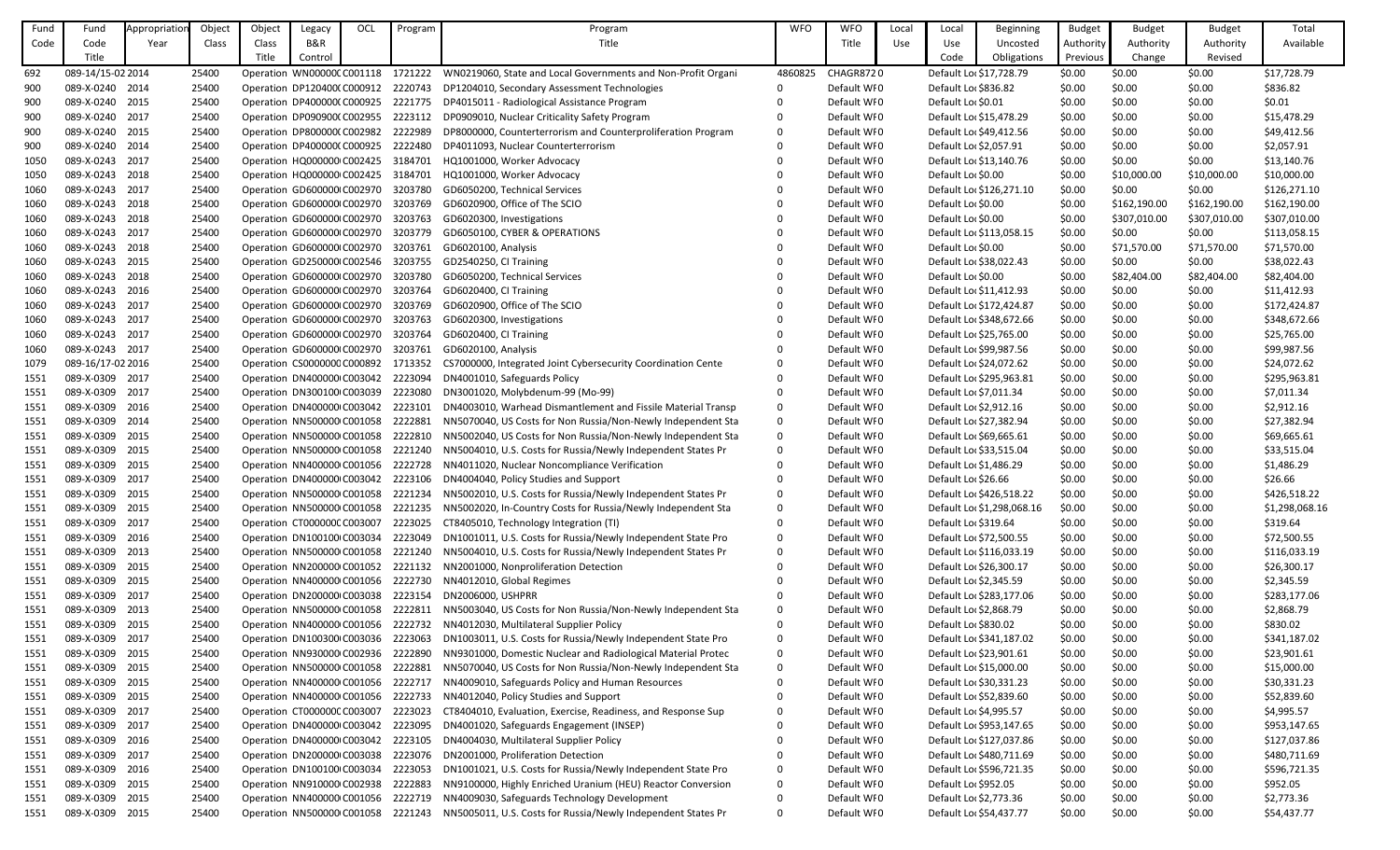| Fund Code | Fund Code Title | Appropriation Year | Object Class | Object Class Title | Legacy B&R Control | OCL | Program | Program Title | WFO | WFO Title | Local Use | Local Use Code | Beginning Uncosted Obligations | Budget Authority Previous | Budget Authority Change | Budget Authority Revised | Total Available |
|---|---|---|---|---|---|---|---|---|---|---|---|---|---|---|---|---|---|
| 692 | 089-14/15-02 | 2014 | 25400 | Operation | WN00000C | C001118 | 1721222 | WN0219060, State and Local Governments and Non-Profit Organi | 4860825 | CHAGR872 | 0 | Default Loc | $17,728.79 | $0.00 | $0.00 | $0.00 | $17,728.79 |
| 900 | 089-X-0240 | 2014 | 25400 | Operation | DP120400 | C000912 | 2220743 | DP1204010, Secondary Assessment Technologies | 0 | Default WF | 0 | Default Loc | $836.82 | $0.00 | $0.00 | $0.00 | $836.82 |
| 900 | 089-X-0240 | 2015 | 25400 | Operation | DP400000 | C000925 | 2221775 | DP4015011 - Radiological Assistance Program | 0 | Default WF | 0 | Default Loc | $0.01 | $0.00 | $0.00 | $0.00 | $0.01 |
| 900 | 089-X-0240 | 2017 | 25400 | Operation | DP090900 | C002955 | 2223112 | DP0909010, Nuclear Criticality Safety Program | 0 | Default WF | 0 | Default Loc | $15,478.29 | $0.00 | $0.00 | $0.00 | $15,478.29 |
| 900 | 089-X-0240 | 2015 | 25400 | Operation | DP800000 | C002982 | 2222989 | DP8000000, Counterterrorism and Counterproliferation Program | 0 | Default WF | 0 | Default Loc | $49,412.56 | $0.00 | $0.00 | $0.00 | $49,412.56 |
| 900 | 089-X-0240 | 2014 | 25400 | Operation | DP400000 | C000925 | 2222480 | DP4011093, Nuclear Counterterrorism | 0 | Default WF | 0 | Default Loc | $2,057.91 | $0.00 | $0.00 | $0.00 | $2,057.91 |
| 1050 | 089-X-0243 | 2017 | 25400 | Operation | HQ000000 | C002425 | 3184701 | HQ1001000, Worker Advocacy | 0 | Default WF | 0 | Default Loc | $13,140.76 | $0.00 | $0.00 | $0.00 | $13,140.76 |
| 1050 | 089-X-0243 | 2018 | 25400 | Operation | HQ000000 | C002425 | 3184701 | HQ1001000, Worker Advocacy | 0 | Default WF | 0 | Default Loc | $0.00 | $0.00 | $10,000.00 | $10,000.00 | $10,000.00 |
| 1060 | 089-X-0243 | 2017 | 25400 | Operation | GD600000 | C002970 | 3203780 | GD6050200, Technical Services | 0 | Default WF | 0 | Default Loc | $126,271.10 | $0.00 | $0.00 | $0.00 | $126,271.10 |
| 1060 | 089-X-0243 | 2018 | 25400 | Operation | GD600000 | C002970 | 3203769 | GD6020900, Office of The SCIO | 0 | Default WF | 0 | Default Loc | $0.00 | $0.00 | $162,190.00 | $162,190.00 | $162,190.00 |
| 1060 | 089-X-0243 | 2018 | 25400 | Operation | GD600000 | C002970 | 3203763 | GD6020300, Investigations | 0 | Default WF | 0 | Default Loc | $0.00 | $0.00 | $307,010.00 | $307,010.00 | $307,010.00 |
| 1060 | 089-X-0243 | 2017 | 25400 | Operation | GD600000 | C002970 | 3203779 | GD6050100, CYBER & OPERATIONS | 0 | Default WF | 0 | Default Loc | $113,058.15 | $0.00 | $0.00 | $0.00 | $113,058.15 |
| 1060 | 089-X-0243 | 2018 | 25400 | Operation | GD600000 | C002970 | 3203761 | GD6020100, Analysis | 0 | Default WF | 0 | Default Loc | $0.00 | $0.00 | $71,570.00 | $71,570.00 | $71,570.00 |
| 1060 | 089-X-0243 | 2015 | 25400 | Operation | GD250000 | C002546 | 3203755 | GD2540250, CI Training | 0 | Default WF | 0 | Default Loc | $38,022.43 | $0.00 | $0.00 | $0.00 | $38,022.43 |
| 1060 | 089-X-0243 | 2018 | 25400 | Operation | GD600000 | C002970 | 3203780 | GD6050200, Technical Services | 0 | Default WF | 0 | Default Loc | $0.00 | $0.00 | $82,404.00 | $82,404.00 | $82,404.00 |
| 1060 | 089-X-0243 | 2016 | 25400 | Operation | GD600000 | C002970 | 3203764 | GD6020400, CI Training | 0 | Default WF | 0 | Default Loc | $11,412.93 | $0.00 | $0.00 | $0.00 | $11,412.93 |
| 1060 | 089-X-0243 | 2017 | 25400 | Operation | GD600000 | C002970 | 3203769 | GD6020900, Office of The SCIO | 0 | Default WF | 0 | Default Loc | $172,424.87 | $0.00 | $0.00 | $0.00 | $172,424.87 |
| 1060 | 089-X-0243 | 2017 | 25400 | Operation | GD600000 | C002970 | 3203763 | GD6020300, Investigations | 0 | Default WF | 0 | Default Loc | $348,672.66 | $0.00 | $0.00 | $0.00 | $348,672.66 |
| 1060 | 089-X-0243 | 2017 | 25400 | Operation | GD600000 | C002970 | 3203764 | GD6020400, CI Training | 0 | Default WF | 0 | Default Loc | $25,765.00 | $0.00 | $0.00 | $0.00 | $25,765.00 |
| 1060 | 089-X-0243 | 2017 | 25400 | Operation | GD600000 | C002970 | 3203761 | GD6020100, Analysis | 0 | Default WF | 0 | Default Loc | $99,987.56 | $0.00 | $0.00 | $0.00 | $99,987.56 |
| 1079 | 089-16/17-02 | 2016 | 25400 | Operation | CS000000 | C000892 | 1713352 | CS7000000, Integrated Joint Cybersecurity Coordination Cente | 0 | Default WF | 0 | Default Loc | $24,072.62 | $0.00 | $0.00 | $0.00 | $24,072.62 |
| 1551 | 089-X-0309 | 2017 | 25400 | Operation | DN400000 | C003042 | 2223094 | DN4001010, Safeguards Policy | 0 | Default WF | 0 | Default Loc | $295,963.81 | $0.00 | $0.00 | $0.00 | $295,963.81 |
| 1551 | 089-X-0309 | 2017 | 25400 | Operation | DN300100 | C003039 | 2223080 | DN3001020, Molybdenum-99 (Mo-99) | 0 | Default WF | 0 | Default Loc | $7,011.34 | $0.00 | $0.00 | $0.00 | $7,011.34 |
| 1551 | 089-X-0309 | 2016 | 25400 | Operation | DN400000 | C003042 | 2223101 | DN4003010, Warhead Dismantlement and Fissile Material Transp | 0 | Default WF | 0 | Default Loc | $2,912.16 | $0.00 | $0.00 | $0.00 | $2,912.16 |
| 1551 | 089-X-0309 | 2014 | 25400 | Operation | NN500000 | C001058 | 2222881 | NN5070040, US Costs for Non Russia/Non-Newly Independent Sta | 0 | Default WF | 0 | Default Loc | $27,382.94 | $0.00 | $0.00 | $0.00 | $27,382.94 |
| 1551 | 089-X-0309 | 2015 | 25400 | Operation | NN500000 | C001058 | 2222810 | NN5002040, US Costs for Non Russia/Non-Newly Independent Sta | 0 | Default WF | 0 | Default Loc | $69,665.61 | $0.00 | $0.00 | $0.00 | $69,665.61 |
| 1551 | 089-X-0309 | 2015 | 25400 | Operation | NN500000 | C001058 | 2221240 | NN5004010, U.S. Costs for Russia/Newly Independent States Pr | 0 | Default WF | 0 | Default Loc | $33,515.04 | $0.00 | $0.00 | $0.00 | $33,515.04 |
| 1551 | 089-X-0309 | 2015 | 25400 | Operation | NN400000 | C001056 | 2222728 | NN4011020, Nuclear Noncompliance Verification | 0 | Default WF | 0 | Default Loc | $1,486.29 | $0.00 | $0.00 | $0.00 | $1,486.29 |
| 1551 | 089-X-0309 | 2017 | 25400 | Operation | DN400000 | C003042 | 2223106 | DN4004040, Policy Studies and Support | 0 | Default WF | 0 | Default Loc | $26.66 | $0.00 | $0.00 | $0.00 | $26.66 |
| 1551 | 089-X-0309 | 2015 | 25400 | Operation | NN500000 | C001058 | 2221234 | NN5002010, U.S. Costs for Russia/Newly Independent States Pr | 0 | Default WF | 0 | Default Loc | $426,518.22 | $0.00 | $0.00 | $0.00 | $426,518.22 |
| 1551 | 089-X-0309 | 2015 | 25400 | Operation | NN500000 | C001058 | 2221235 | NN5002020, In-Country Costs for Russia/Newly Independent Sta | 0 | Default WF | 0 | Default Loc | $1,298,068.16 | $0.00 | $0.00 | $0.00 | $1,298,068.16 |
| 1551 | 089-X-0309 | 2017 | 25400 | Operation | CT000000 | C003007 | 2223025 | CT8405010, Technology Integration (TI) | 0 | Default WF | 0 | Default Loc | $319.64 | $0.00 | $0.00 | $0.00 | $319.64 |
| 1551 | 089-X-0309 | 2016 | 25400 | Operation | DN100100 | C003034 | 2223049 | DN1001011, U.S. Costs for Russia/Newly Independent State Pro | 0 | Default WF | 0 | Default Loc | $72,500.55 | $0.00 | $0.00 | $0.00 | $72,500.55 |
| 1551 | 089-X-0309 | 2013 | 25400 | Operation | NN500000 | C001058 | 2221240 | NN5004010, U.S. Costs for Russia/Newly Independent States Pr | 0 | Default WF | 0 | Default Loc | $116,033.19 | $0.00 | $0.00 | $0.00 | $116,033.19 |
| 1551 | 089-X-0309 | 2015 | 25400 | Operation | NN200000 | C001052 | 2221132 | NN2001000, Nonproliferation Detection | 0 | Default WF | 0 | Default Loc | $26,300.17 | $0.00 | $0.00 | $0.00 | $26,300.17 |
| 1551 | 089-X-0309 | 2015 | 25400 | Operation | NN400000 | C001056 | 2222730 | NN4012010, Global Regimes | 0 | Default WF | 0 | Default Loc | $2,345.59 | $0.00 | $0.00 | $0.00 | $2,345.59 |
| 1551 | 089-X-0309 | 2017 | 25400 | Operation | DN200000 | C003038 | 2223154 | DN2006000, USHPRR | 0 | Default WF | 0 | Default Loc | $283,177.06 | $0.00 | $0.00 | $0.00 | $283,177.06 |
| 1551 | 089-X-0309 | 2013 | 25400 | Operation | NN500000 | C001058 | 2222811 | NN5003040, US Costs for Non Russia/Non-Newly Independent Sta | 0 | Default WF | 0 | Default Loc | $2,868.79 | $0.00 | $0.00 | $0.00 | $2,868.79 |
| 1551 | 089-X-0309 | 2015 | 25400 | Operation | NN400000 | C001056 | 2222732 | NN4012030, Multilateral Supplier Policy | 0 | Default WF | 0 | Default Loc | $830.02 | $0.00 | $0.00 | $0.00 | $830.02 |
| 1551 | 089-X-0309 | 2017 | 25400 | Operation | DN100300 | C003036 | 2223063 | DN1003011, U.S. Costs for Russia/Newly Independent State Pro | 0 | Default WF | 0 | Default Loc | $341,187.02 | $0.00 | $0.00 | $0.00 | $341,187.02 |
| 1551 | 089-X-0309 | 2015 | 25400 | Operation | NN930000 | C002936 | 2222890 | NN9301000, Domestic Nuclear and Radiological Material Protec | 0 | Default WF | 0 | Default Loc | $23,901.61 | $0.00 | $0.00 | $0.00 | $23,901.61 |
| 1551 | 089-X-0309 | 2015 | 25400 | Operation | NN500000 | C001058 | 2222881 | NN5070040, US Costs for Non Russia/Non-Newly Independent Sta | 0 | Default WF | 0 | Default Loc | $15,000.00 | $0.00 | $0.00 | $0.00 | $15,000.00 |
| 1551 | 089-X-0309 | 2015 | 25400 | Operation | NN400000 | C001056 | 2222717 | NN4009010, Safeguards Policy and Human Resources | 0 | Default WF | 0 | Default Loc | $30,331.23 | $0.00 | $0.00 | $0.00 | $30,331.23 |
| 1551 | 089-X-0309 | 2015 | 25400 | Operation | NN400000 | C001056 | 2222733 | NN4012040, Policy Studies and Support | 0 | Default WF | 0 | Default Loc | $52,839.60 | $0.00 | $0.00 | $0.00 | $52,839.60 |
| 1551 | 089-X-0309 | 2017 | 25400 | Operation | CT000000 | C003007 | 2223023 | CT8404010, Evaluation, Exercise, Readiness, and Response Sup | 0 | Default WF | 0 | Default Loc | $4,995.57 | $0.00 | $0.00 | $0.00 | $4,995.57 |
| 1551 | 089-X-0309 | 2017 | 25400 | Operation | DN400000 | C003042 | 2223095 | DN4001020, Safeguards Engagement (INSEP) | 0 | Default WF | 0 | Default Loc | $953,147.65 | $0.00 | $0.00 | $0.00 | $953,147.65 |
| 1551 | 089-X-0309 | 2016 | 25400 | Operation | DN400000 | C003042 | 2223105 | DN4004030, Multilateral Supplier Policy | 0 | Default WF | 0 | Default Loc | $127,037.86 | $0.00 | $0.00 | $0.00 | $127,037.86 |
| 1551 | 089-X-0309 | 2017 | 25400 | Operation | DN200000 | C003038 | 2223076 | DN2001000, Proliferation Detection | 0 | Default WF | 0 | Default Loc | $480,711.69 | $0.00 | $0.00 | $0.00 | $480,711.69 |
| 1551 | 089-X-0309 | 2016 | 25400 | Operation | DN100100 | C003034 | 2223053 | DN1001021, U.S. Costs for Russia/Newly Independent State Pro | 0 | Default WF | 0 | Default Loc | $596,721.35 | $0.00 | $0.00 | $0.00 | $596,721.35 |
| 1551 | 089-X-0309 | 2015 | 25400 | Operation | NN910000 | C002938 | 2222883 | NN9100000, Highly Enriched Uranium (HEU) Reactor Conversion | 0 | Default WF | 0 | Default Loc | $952.05 | $0.00 | $0.00 | $0.00 | $952.05 |
| 1551 | 089-X-0309 | 2015 | 25400 | Operation | NN400000 | C001056 | 2222719 | NN4009030, Safeguards Technology Development | 0 | Default WF | 0 | Default Loc | $2,773.36 | $0.00 | $0.00 | $0.00 | $2,773.36 |
| 1551 | 089-X-0309 | 2015 | 25400 | Operation | NN500000 | C001058 | 2221243 | NN5005011, U.S. Costs for Russia/Newly Independent States Pr | 0 | Default WF | 0 | Default Loc | $54,437.77 | $0.00 | $0.00 | $0.00 | $54,437.77 |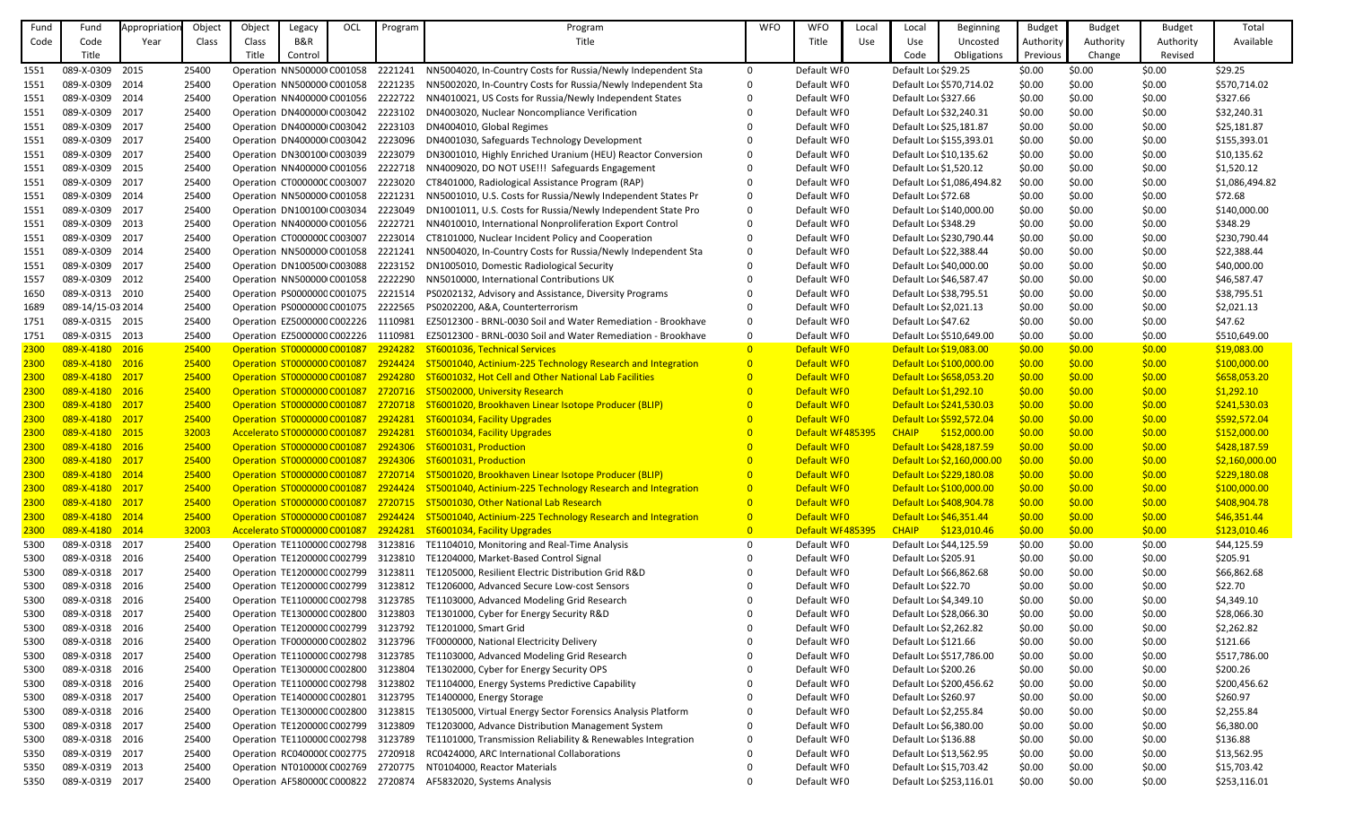| Fund Code | Fund Code Title | Appropriation Year | Object Class | Object Class Title | Legacy B&R Control | OCL | Program | Program Title | WFO | WFO Title | Local Use | Local Use Code | Beginning Uncosted Obligations | Budget Authority Previous | Budget Authority Change | Budget Authority Revised | Total Available |
|---|---|---|---|---|---|---|---|---|---|---|---|---|---|---|---|---|---|
| 1551 | 089-X-0309 | 2015 | 25400 | Operation | NN500000 | C001058 | 2221241 | NN5004020, In-Country Costs for Russia/Newly Independent Sta | 0 | Default WF0 | | Default Loc | $29.25 | $0.00 | $0.00 | $0.00 | $29.25 |
| 1551 | 089-X-0309 | 2014 | 25400 | Operation | NN500000 | C001058 | 2221235 | NN5002020, In-Country Costs for Russia/Newly Independent Sta | 0 | Default WF0 | | Default Loc | $570,714.02 | $0.00 | $0.00 | $0.00 | $570,714.02 |
| 1551 | 089-X-0309 | 2014 | 25400 | Operation | NN400000 | C001056 | 2222722 | NN4010021, US Costs for Russia/Newly Independent States | 0 | Default WF0 | | Default Loc | $327.66 | $0.00 | $0.00 | $0.00 | $327.66 |
| 1551 | 089-X-0309 | 2017 | 25400 | Operation | DN400000 | C003042 | 2223102 | DN4003020, Nuclear Noncompliance Verification | 0 | Default WF0 | | Default Loc | $32,240.31 | $0.00 | $0.00 | $0.00 | $32,240.31 |
| 1551 | 089-X-0309 | 2017 | 25400 | Operation | DN400000 | C003042 | 2223103 | DN4004010, Global Regimes | 0 | Default WF0 | | Default Loc | $25,181.87 | $0.00 | $0.00 | $0.00 | $25,181.87 |
| 1551 | 089-X-0309 | 2017 | 25400 | Operation | DN400000 | C003042 | 2223096 | DN4001030, Safeguards Technology Development | 0 | Default WF0 | | Default Loc | $155,393.01 | $0.00 | $0.00 | $0.00 | $155,393.01 |
| 1551 | 089-X-0309 | 2017 | 25400 | Operation | DN300100 | C003039 | 2223079 | DN3001010, Highly Enriched Uranium (HEU) Reactor Conversion | 0 | Default WF0 | | Default Loc | $10,135.62 | $0.00 | $0.00 | $0.00 | $10,135.62 |
| 1551 | 089-X-0309 | 2015 | 25400 | Operation | NN400000 | C001056 | 2222718 | NN4009020, DO NOT USE!!! Safeguards Engagement | 0 | Default WF0 | | Default Loc | $1,520.12 | $0.00 | $0.00 | $0.00 | $1,520.12 |
| 1551 | 089-X-0309 | 2017 | 25400 | Operation | CT000000 | C003007 | 2223020 | CT8401000, Radiological Assistance Program (RAP) | 0 | Default WF0 | | Default Loc | $1,086,494.82 | $0.00 | $0.00 | $0.00 | $1,086,494.82 |
| 1551 | 089-X-0309 | 2014 | 25400 | Operation | NN500000 | C001058 | 2221231 | NN5001010, U.S. Costs for Russia/Newly Independent States Pr | 0 | Default WF0 | | Default Loc | $72.68 | $0.00 | $0.00 | $0.00 | $72.68 |
| 1551 | 089-X-0309 | 2017 | 25400 | Operation | DN100100 | C003034 | 2223049 | DN1001011, U.S. Costs for Russia/Newly Independent State Pro | 0 | Default WF0 | | Default Loc | $140,000.00 | $0.00 | $0.00 | $0.00 | $140,000.00 |
| 1551 | 089-X-0309 | 2013 | 25400 | Operation | NN400000 | C001056 | 2222721 | NN4010010, International Nonproliferation Export Control | 0 | Default WF0 | | Default Loc | $348.29 | $0.00 | $0.00 | $0.00 | $348.29 |
| 1551 | 089-X-0309 | 2017 | 25400 | Operation | CT000000 | C003007 | 2223014 | CT8101000, Nuclear Incident Policy and Cooperation | 0 | Default WF0 | | Default Loc | $230,790.44 | $0.00 | $0.00 | $0.00 | $230,790.44 |
| 1551 | 089-X-0309 | 2014 | 25400 | Operation | NN500000 | C001058 | 2221241 | NN5004020, In-Country Costs for Russia/Newly Independent Sta | 0 | Default WF0 | | Default Loc | $22,388.44 | $0.00 | $0.00 | $0.00 | $22,388.44 |
| 1551 | 089-X-0309 | 2017 | 25400 | Operation | DN100500 | C003088 | 2223152 | DN1005010, Domestic Radiological Security | 0 | Default WF0 | | Default Loc | $40,000.00 | $0.00 | $0.00 | $0.00 | $40,000.00 |
| 1557 | 089-X-0309 | 2012 | 25400 | Operation | NN500000 | C001058 | 2222290 | NN5010000, International Contributions UK | 0 | Default WF0 | | Default Loc | $46,587.47 | $0.00 | $0.00 | $0.00 | $46,587.47 |
| 1650 | 089-X-0313 | 2010 | 25400 | Operation | PS000000 | C001075 | 2221514 | PS0202132, Advisory and Assistance, Diversity Programs | 0 | Default WF0 | | Default Loc | $38,795.51 | $0.00 | $0.00 | $0.00 | $38,795.51 |
| 1689 | 089-14/15-0 | 2014 | 25400 | Operation | PS000000 | C001075 | 2222565 | PS0202200, A&A, Counterterrorism | 0 | Default WF0 | | Default Loc | $2,021.13 | $0.00 | $0.00 | $0.00 | $2,021.13 |
| 1751 | 089-X-0315 | 2015 | 25400 | Operation | EZ500000 | C002226 | 1110981 | EZ5012300 - BRNL-0030 Soil and Water Remediation - Brookhave | 0 | Default WF0 | | Default Loc | $47.62 | $0.00 | $0.00 | $0.00 | $47.62 |
| 1751 | 089-X-0315 | 2013 | 25400 | Operation | EZ500000 | C002226 | 1110981 | EZ5012300 - BRNL-0030 Soil and Water Remediation - Brookhave | 0 | Default WF0 | | Default Loc | $510,649.00 | $0.00 | $0.00 | $0.00 | $510,649.00 |
| 2300 | 089-X-4180 | 2016 | 25400 | Operation | ST000000 | C001087 | 2924282 | ST6001036, Technical Services | 0 | Default WF0 | | Default Loc | $19,083.00 | $0.00 | $0.00 | $0.00 | $19,083.00 |
| 2300 | 089-X-4180 | 2016 | 25400 | Operation | ST000000 | C001087 | 2924424 | ST5001040, Actinium-225 Technology Research and Integration | 0 | Default WF0 | | Default Loc | $100,000.00 | $0.00 | $0.00 | $0.00 | $100,000.00 |
| 2300 | 089-X-4180 | 2017 | 25400 | Operation | ST000000 | C001087 | 2924280 | ST6001032, Hot Cell and Other National Lab Facilities | 0 | Default WF0 | | Default Loc | $658,053.20 | $0.00 | $0.00 | $0.00 | $658,053.20 |
| 2300 | 089-X-4180 | 2016 | 25400 | Operation | ST000000 | C001087 | 2720716 | ST5002000, University Research | 0 | Default WF0 | | Default Loc | $1,292.10 | $0.00 | $0.00 | $0.00 | $1,292.10 |
| 2300 | 089-X-4180 | 2017 | 25400 | Operation | ST000000 | C001087 | 2720718 | ST6001020, Brookhaven Linear Isotope Producer (BLIP) | 0 | Default WF0 | | Default Loc | $241,530.03 | $0.00 | $0.00 | $0.00 | $241,530.03 |
| 2300 | 089-X-4180 | 2017 | 25400 | Operation | ST000000 | C001087 | 2924281 | ST6001034, Facility Upgrades | 0 | Default WF0 | | Default Loc | $592,572.04 | $0.00 | $0.00 | $0.00 | $592,572.04 |
| 2300 | 089-X-4180 | 2015 | 32003 | Accelerato | ST000000 | C001087 | 2924281 | ST6001034, Facility Upgrades | 0 | Default WF | 485395 | CHAIP | $152,000.00 | $0.00 | $0.00 | $0.00 | $152,000.00 |
| 2300 | 089-X-4180 | 2016 | 25400 | Operation | ST000000 | C001087 | 2924306 | ST6001031, Production | 0 | Default WF0 | | Default Loc | $428,187.59 | $0.00 | $0.00 | $0.00 | $428,187.59 |
| 2300 | 089-X-4180 | 2017 | 25400 | Operation | ST000000 | C001087 | 2924306 | ST6001031, Production | 0 | Default WF0 | | Default Loc | $2,160,000.00 | $0.00 | $0.00 | $0.00 | $2,160,000.00 |
| 2300 | 089-X-4180 | 2014 | 25400 | Operation | ST000000 | C001087 | 2720714 | ST5001020, Brookhaven Linear Isotope Producer (BLIP) | 0 | Default WF0 | | Default Loc | $229,180.08 | $0.00 | $0.00 | $0.00 | $229,180.08 |
| 2300 | 089-X-4180 | 2017 | 25400 | Operation | ST000000 | C001087 | 2924424 | ST5001040, Actinium-225 Technology Research and Integration | 0 | Default WF0 | | Default Loc | $100,000.00 | $0.00 | $0.00 | $0.00 | $100,000.00 |
| 2300 | 089-X-4180 | 2017 | 25400 | Operation | ST000000 | C001087 | 2720715 | ST5001030, Other National Lab Research | 0 | Default WF0 | | Default Loc | $408,904.78 | $0.00 | $0.00 | $0.00 | $408,904.78 |
| 2300 | 089-X-4180 | 2014 | 25400 | Operation | ST000000 | C001087 | 2924424 | ST5001040, Actinium-225 Technology Research and Integration | 0 | Default WF0 | | Default Loc | $46,351.44 | $0.00 | $0.00 | $0.00 | $46,351.44 |
| 2300 | 089-X-4180 | 2014 | 32003 | Accelerato | ST000000 | C001087 | 2924281 | ST6001034, Facility Upgrades | 0 | Default WF | 485395 | CHAIP | $123,010.46 | $0.00 | $0.00 | $0.00 | $123,010.46 |
| 5300 | 089-X-0318 | 2017 | 25400 | Operation | TE110000 | C002798 | 3123816 | TE1104010, Monitoring and Real-Time Analysis | 0 | Default WF0 | | Default Loc | $44,125.59 | $0.00 | $0.00 | $0.00 | $44,125.59 |
| 5300 | 089-X-0318 | 2016 | 25400 | Operation | TE120000 | C002799 | 3123810 | TE1204000, Market-Based Control Signal | 0 | Default WF0 | | Default Loc | $205.91 | $0.00 | $0.00 | $0.00 | $205.91 |
| 5300 | 089-X-0318 | 2017 | 25400 | Operation | TE120000 | C002799 | 3123811 | TE1205000, Resilient Electric Distribution Grid R&D | 0 | Default WF0 | | Default Loc | $66,862.68 | $0.00 | $0.00 | $0.00 | $66,862.68 |
| 5300 | 089-X-0318 | 2016 | 25400 | Operation | TE120000 | C002799 | 3123812 | TE1206000, Advanced Secure Low-cost Sensors | 0 | Default WF0 | | Default Loc | $22.70 | $0.00 | $0.00 | $0.00 | $22.70 |
| 5300 | 089-X-0318 | 2016 | 25400 | Operation | TE110000 | C002798 | 3123785 | TE1103000, Advanced Modeling Grid Research | 0 | Default WF0 | | Default Loc | $4,349.10 | $0.00 | $0.00 | $0.00 | $4,349.10 |
| 5300 | 089-X-0318 | 2017 | 25400 | Operation | TE130000 | C002800 | 3123803 | TE1301000, Cyber for Energy Security R&D | 0 | Default WF0 | | Default Loc | $28,066.30 | $0.00 | $0.00 | $0.00 | $28,066.30 |
| 5300 | 089-X-0318 | 2016 | 25400 | Operation | TE120000 | C002799 | 3123792 | TE1201000, Smart Grid | 0 | Default WF0 | | Default Loc | $2,262.82 | $0.00 | $0.00 | $0.00 | $2,262.82 |
| 5300 | 089-X-0318 | 2016 | 25400 | Operation | TF000000 | C002802 | 3123796 | TF0000000, National Electricity Delivery | 0 | Default WF0 | | Default Loc | $121.66 | $0.00 | $0.00 | $0.00 | $121.66 |
| 5300 | 089-X-0318 | 2017 | 25400 | Operation | TE110000 | C002798 | 3123785 | TE1103000, Advanced Modeling Grid Research | 0 | Default WF0 | | Default Loc | $517,786.00 | $0.00 | $0.00 | $0.00 | $517,786.00 |
| 5300 | 089-X-0318 | 2016 | 25400 | Operation | TE130000 | C002800 | 3123804 | TE1302000, Cyber for Energy Security OPS | 0 | Default WF0 | | Default Loc | $200.26 | $0.00 | $0.00 | $0.00 | $200.26 |
| 5300 | 089-X-0318 | 2016 | 25400 | Operation | TE110000 | C002798 | 3123802 | TE1104000, Energy Systems Predictive Capability | 0 | Default WF0 | | Default Loc | $200,456.62 | $0.00 | $0.00 | $0.00 | $200,456.62 |
| 5300 | 089-X-0318 | 2017 | 25400 | Operation | TE140000 | C002801 | 3123795 | TE1400000, Energy Storage | 0 | Default WF0 | | Default Loc | $260.97 | $0.00 | $0.00 | $0.00 | $260.97 |
| 5300 | 089-X-0318 | 2016 | 25400 | Operation | TE130000 | C002800 | 3123815 | TE1305000, Virtual Energy Sector Forensics Analysis Platform | 0 | Default WF0 | | Default Loc | $2,255.84 | $0.00 | $0.00 | $0.00 | $2,255.84 |
| 5300 | 089-X-0318 | 2017 | 25400 | Operation | TE120000 | C002799 | 3123809 | TE1203000, Advance Distribution Management System | 0 | Default WF0 | | Default Loc | $6,380.00 | $0.00 | $0.00 | $0.00 | $6,380.00 |
| 5300 | 089-X-0318 | 2016 | 25400 | Operation | TE110000 | C002798 | 3123789 | TE1101000, Transmission Reliability & Renewables Integration | 0 | Default WF0 | | Default Loc | $136.88 | $0.00 | $0.00 | $0.00 | $136.88 |
| 5350 | 089-X-0319 | 2017 | 25400 | Operation | RC040000 | C002775 | 2720918 | RC0424000, ARC International Collaborations | 0 | Default WF0 | | Default Loc | $13,562.95 | $0.00 | $0.00 | $0.00 | $13,562.95 |
| 5350 | 089-X-0319 | 2013 | 25400 | Operation | NT010000 | C002769 | 2720775 | NT0104000, Reactor Materials | 0 | Default WF0 | | Default Loc | $15,703.42 | $0.00 | $0.00 | $0.00 | $15,703.42 |
| 5350 | 089-X-0319 | 2017 | 25400 | Operation | AF580000 | C000822 | 2720874 | AF5832020, Systems Analysis | 0 | Default WF0 | | Default Loc | $253,116.01 | $0.00 | $0.00 | $0.00 | $253,116.01 |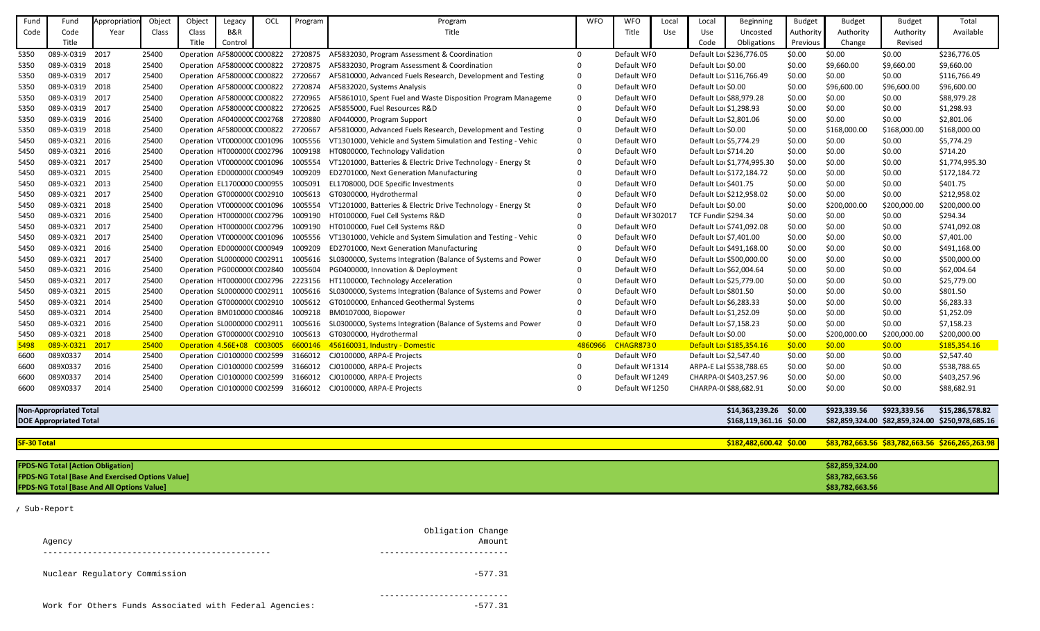| Fund Code | Fund Code Title | Appropriation Year | Object Class | Object Class Title | Legacy B&R Control | OCL | Program | Program Title | WFO | WFO Title | Local Use | Local Use Code | Beginning Uncosted Obligations | Budget Authority Previous | Budget Authority Change | Budget Authority Revised | Total Available |
|---|---|---|---|---|---|---|---|---|---|---|---|---|---|---|---|---|---|
| 5350 | 089-X-0319 | 2017 | 25400 | Operation | AF580000C | C000822 | 2720875 | AF5832030, Program Assessment & Coordination | 0 | Default WF | 0 | Default Lo | $236,776.05 | $0.00 | $0.00 | $0.00 | $236,776.05 |
| 5350 | 089-X-0319 | 2018 | 25400 | Operation | AF580000C | C000822 | 2720875 | AF5832030, Program Assessment & Coordination | 0 | Default WF | 0 | Default Lo | $0.00 | $0.00 | $9,660.00 | $9,660.00 | $9,660.00 |
| 5350 | 089-X-0319 | 2017 | 25400 | Operation | AF580000C | C000822 | 2720667 | AF5810000, Advanced Fuels Research, Development and Testing | 0 | Default WF | 0 | Default Lo | $116,766.49 | $0.00 | $0.00 | $0.00 | $116,766.49 |
| 5350 | 089-X-0319 | 2018 | 25400 | Operation | AF580000C | C000822 | 2720874 | AF5832020, Systems Analysis | 0 | Default WF | 0 | Default Lo | $0.00 | $0.00 | $96,600.00 | $96,600.00 | $96,600.00 |
| 5350 | 089-X-0319 | 2017 | 25400 | Operation | AF580000C | C000822 | 2720965 | AF5861010, Spent Fuel and Waste Disposition Program Manageme | 0 | Default WF | 0 | Default Lo | $88,979.28 | $0.00 | $0.00 | $0.00 | $88,979.28 |
| 5350 | 089-X-0319 | 2017 | 25400 | Operation | AF580000C | C000822 | 2720625 | AF5855000, Fuel Resources R&D | 0 | Default WF | 0 | Default Lo | $1,298.93 | $0.00 | $0.00 | $0.00 | $1,298.93 |
| 5350 | 089-X-0319 | 2016 | 25400 | Operation | AF040000C | C002768 | 2720880 | AF0440000, Program Support | 0 | Default WF | 0 | Default Lo | $2,801.06 | $0.00 | $0.00 | $0.00 | $2,801.06 |
| 5350 | 089-X-0319 | 2018 | 25400 | Operation | AF580000C | C000822 | 2720667 | AF5810000, Advanced Fuels Research, Development and Testing | 0 | Default WF | 0 | Default Lo | $0.00 | $0.00 | $168,000.00 | $168,000.00 | $168,000.00 |
| 5450 | 089-X-0321 | 2016 | 25400 | Operation | VT000000C | C001096 | 1005556 | VT1301000, Vehicle and System Simulation and Testing - Vehic | 0 | Default WF | 0 | Default Lo | $5,774.29 | $0.00 | $0.00 | $0.00 | $5,774.29 |
| 5450 | 089-X-0321 | 2016 | 25400 | Operation | HT000000C | C002796 | 1009198 | HT0800000, Technology Validation | 0 | Default WF | 0 | Default Lo | $714.20 | $0.00 | $0.00 | $0.00 | $714.20 |
| 5450 | 089-X-0321 | 2017 | 25400 | Operation | VT000000C | C001096 | 1005554 | VT1201000, Batteries & Electric Drive Technology - Energy St | 0 | Default WF | 0 | Default Lo | $1,774,995.30 | $0.00 | $0.00 | $0.00 | $1,774,995.30 |
| 5450 | 089-X-0321 | 2015 | 25400 | Operation | ED000000C | C000949 | 1009209 | ED2701000, Next Generation Manufacturing | 0 | Default WF | 0 | Default Lo | $172,184.72 | $0.00 | $0.00 | $0.00 | $172,184.72 |
| 5450 | 089-X-0321 | 2013 | 25400 | Operation | EL170000C | C000955 | 1005091 | EL1708000, DOE Specific Investments | 0 | Default WF | 0 | Default Lo | $401.75 | $0.00 | $0.00 | $0.00 | $401.75 |
| 5450 | 089-X-0321 | 2017 | 25400 | Operation | GT000000C | C002910 | 1005613 | GT0300000, Hydrothermal | 0 | Default WF | 0 | Default Lo | $212,958.02 | $0.00 | $0.00 | $0.00 | $212,958.02 |
| 5450 | 089-X-0321 | 2018 | 25400 | Operation | VT000000C | C001096 | 1005554 | VT1201000, Batteries & Electric Drive Technology - Energy St | 0 | Default WF | 0 | Default Lo | $0.00 | $0.00 | $200,000.00 | $200,000.00 | $200,000.00 |
| 5450 | 089-X-0321 | 2016 | 25400 | Operation | HT000000C | C002796 | 1009190 | HT0100000, Fuel Cell Systems R&D | 0 | Default WF | 302017 | TCF Fundin | $294.34 | $0.00 | $0.00 | $0.00 | $294.34 |
| 5450 | 089-X-0321 | 2017 | 25400 | Operation | HT000000C | C002796 | 1009190 | HT0100000, Fuel Cell Systems R&D | 0 | Default WF | 0 | Default Lo | $741,092.08 | $0.00 | $0.00 | $0.00 | $741,092.08 |
| 5450 | 089-X-0321 | 2017 | 25400 | Operation | VT000000C | C001096 | 1005556 | VT1301000, Vehicle and System Simulation and Testing - Vehic | 0 | Default WF | 0 | Default Lo | $7,401.00 | $0.00 | $0.00 | $0.00 | $7,401.00 |
| 5450 | 089-X-0321 | 2016 | 25400 | Operation | ED000000C | C000949 | 1009209 | ED2701000, Next Generation Manufacturing | 0 | Default WF | 0 | Default Lo | $491,168.00 | $0.00 | $0.00 | $0.00 | $491,168.00 |
| 5450 | 089-X-0321 | 2017 | 25400 | Operation | SL000000C | C002911 | 1005616 | SL0300000, Systems Integration (Balance of Systems and Power | 0 | Default WF | 0 | Default Lo | $500,000.00 | $0.00 | $0.00 | $0.00 | $500,000.00 |
| 5450 | 089-X-0321 | 2016 | 25400 | Operation | PG000000C | C002840 | 1005604 | PG0400000, Innovation & Deployment | 0 | Default WF | 0 | Default Lo | $62,004.64 | $0.00 | $0.00 | $0.00 | $62,004.64 |
| 5450 | 089-X-0321 | 2017 | 25400 | Operation | HT000000C | C002796 | 2223156 | HT1100000, Technology Acceleration | 0 | Default WF | 0 | Default Lo | $25,779.00 | $0.00 | $0.00 | $0.00 | $25,779.00 |
| 5450 | 089-X-0321 | 2015 | 25400 | Operation | SL000000C | C002911 | 1005616 | SL0300000, Systems Integration (Balance of Systems and Power | 0 | Default WF | 0 | Default Lo | $801.50 | $0.00 | $0.00 | $0.00 | $801.50 |
| 5450 | 089-X-0321 | 2014 | 25400 | Operation | GT000000C | C002910 | 1005612 | GT0100000, Enhanced Geothermal Systems | 0 | Default WF | 0 | Default Lo | $6,283.33 | $0.00 | $0.00 | $0.00 | $6,283.33 |
| 5450 | 089-X-0321 | 2014 | 25400 | Operation | BM010000C | C000846 | 1009218 | BM0107000, Biopower | 0 | Default WF | 0 | Default Lo | $1,252.09 | $0.00 | $0.00 | $0.00 | $1,252.09 |
| 5450 | 089-X-0321 | 2016 | 25400 | Operation | SL000000C | C002911 | 1005616 | SL0300000, Systems Integration (Balance of Systems and Power | 0 | Default WF | 0 | Default Lo | $7,158.23 | $0.00 | $0.00 | $0.00 | $7,158.23 |
| 5450 | 089-X-0321 | 2018 | 25400 | Operation | GT000000C | C002910 | 1005613 | GT0300000, Hydrothermal | 0 | Default WF | 0 | Default Lo | $0.00 | $0.00 | $200,000.00 | $200,000.00 | $200,000.00 |
| 5498 | 089-X-0321 | 2017 | 25400 | Operation | 4.56E+08 | C003005 | 6600146 | 456160031, Industry - Domestic | 4860966 | CHAGR873 | 0 | Default Lo | $185,354.16 | $0.00 | $0.00 | $0.00 | $185,354.16 |
| 6600 | 089X0337 | 2014 | 25400 | Operation | CJ0100000 | C002599 | 3166012 | CJ0100000, ARPA-E Projects | 0 | Default WF | 0 | Default Lo | $2,547.40 | $0.00 | $0.00 | $0.00 | $2,547.40 |
| 6600 | 089X0337 | 2016 | 25400 | Operation | CJ0100000 | C002599 | 3166012 | CJ0100000, ARPA-E Projects | 0 | Default WF | 1314 | ARPA-E Lal | $538,788.65 | $0.00 | $0.00 | $0.00 | $538,788.65 |
| 6600 | 089X0337 | 2014 | 25400 | Operation | CJ0100000 | C002599 | 3166012 | CJ0100000, ARPA-E Projects | 0 | Default WF | 1249 | CHARPA-0 | $403,257.96 | $0.00 | $0.00 | $0.00 | $403,257.96 |
| 6600 | 089X0337 | 2014 | 25400 | Operation | CJ0100000 | C002599 | 3166012 | CJ0100000, ARPA-E Projects | 0 | Default WF | 1250 | CHARPA-0 | $88,682.91 | $0.00 | $0.00 | $0.00 | $88,682.91 |
| **Non-Appropriated Total** | | | | | | | | | | | | | $14,363,239.26 | $0.00 | $923,339.56 | $923,339.56 | $15,286,578.82 |
| **DOE Appropriated Total** | | | | | | | | | | | | | $168,119,361.16 | $0.00 | $82,859,324.00 | $82,859,324.00 | $250,978,685.16 |
| **SF-30 Total** | | | | | | | | | | | | | $182,482,600.42 | $0.00 | $83,782,663.56 | $83,782,663.56 | $266,265,263.98 |

| | |
|---|---|
| **FPDS-NG Total [Action Obligation]** | $82,859,324.00 |
| **FPDS-NG Total [Base And Exercised Options Value]** | $83,782,663.56 |
| **FPDS-NG Total [Base And All Options Value]** | $83,782,663.56 |

/ Sub-Report

```
                                                         Obligation Change
Agency                                                              Amount
---------------------------------------------       -------------------------

Nuclear Regulatory Commission                                       -577.31

                                                     -------------------------
Work for Others Funds Associated with Federal Agencies:             -577.31
```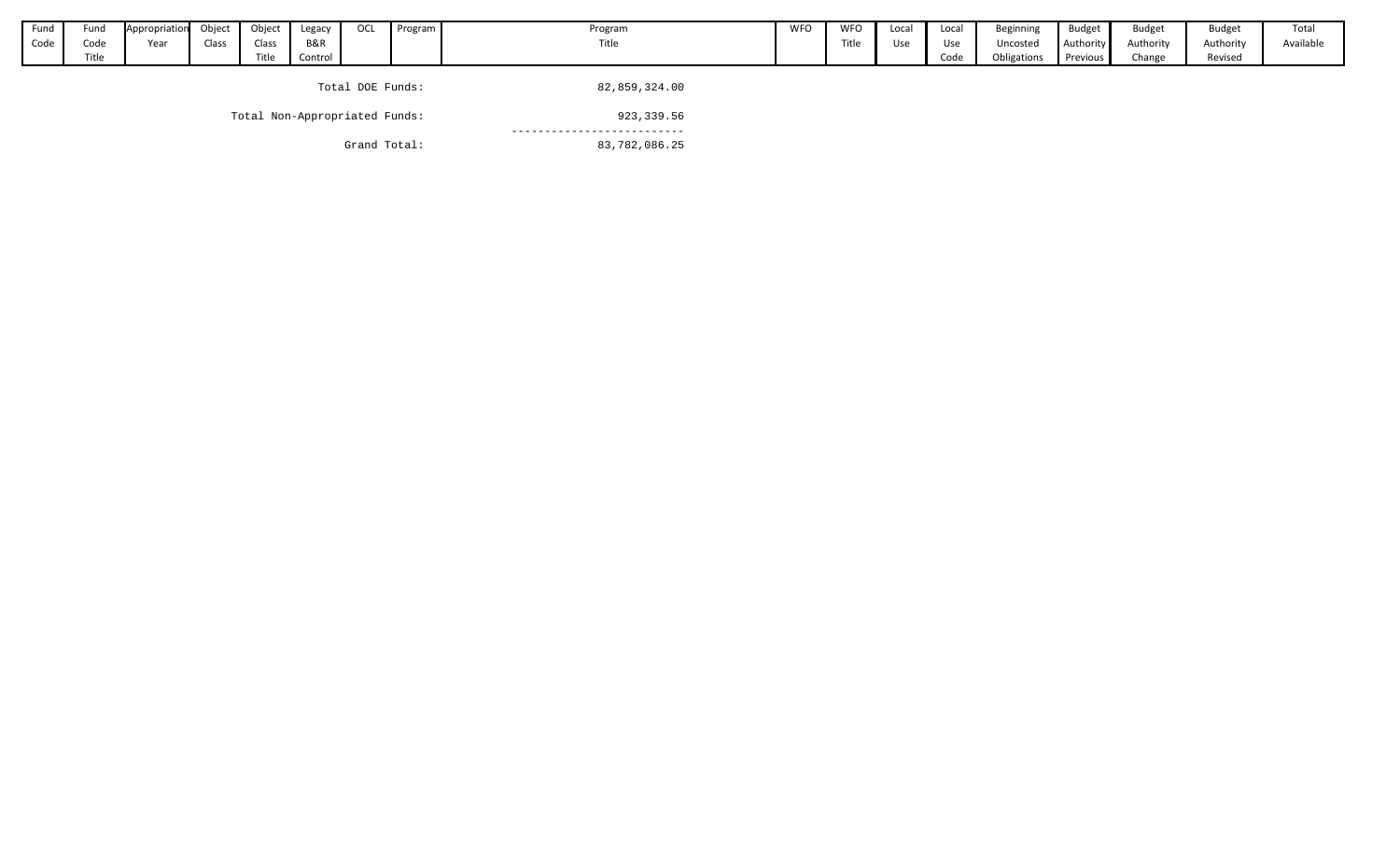| Fund Code | Fund Code Title | Appropriation Year | Object Class | Object Class Title | Legacy B&R Control | OCL | Program | Program Title | WFO | WFO Title | Local Use | Local Use Code | Beginning Uncosted Obligations | Budget Authority Previous | Budget Authority Change | Budget Authority Revised | Total Available |
|---|---|---|---|---|---|---|---|---|---|---|---|---|---|---|---|---|---|

Total DOE Funds: 82,859,324.00

Total Non-Appropriated Funds: 923,339.56

-------------------------

Grand Total: 83,782,086.25